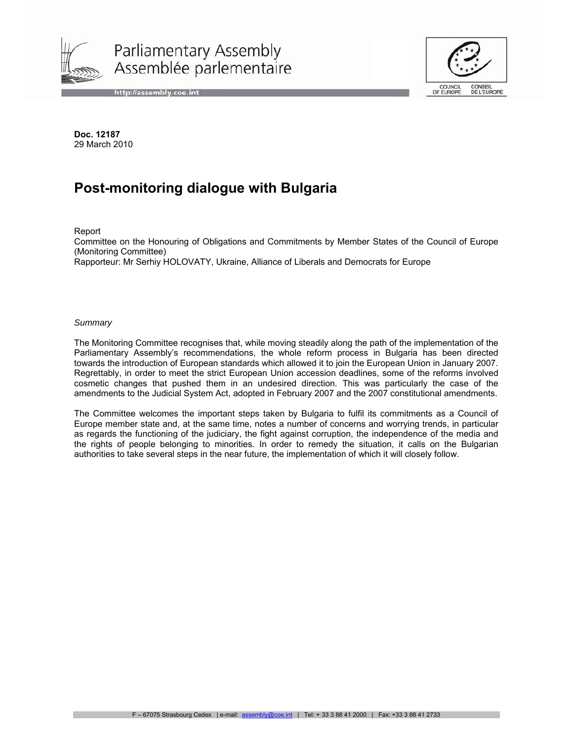**Doc. 12187**
29 March 2010

# Post-monitoring dialogue with Bulgaria

Report
Committee on the Honouring of Obligations and Commitments by Member States of the Council of Europe (Monitoring Committee)
Rapporteur: Mr Serhiy HOLOVATY, Ukraine, Alliance of Liberals and Democrats for Europe

*Summary*

The Monitoring Committee recognises that, while moving steadily along the path of the implementation of the Parliamentary Assembly's recommendations, the whole reform process in Bulgaria has been directed towards the introduction of European standards which allowed it to join the European Union in January 2007. Regrettably, in order to meet the strict European Union accession deadlines, some of the reforms involved cosmetic changes that pushed them in an undesired direction. This was particularly the case of the amendments to the Judicial System Act, adopted in February 2007 and the 2007 constitutional amendments.

The Committee welcomes the important steps taken by Bulgaria to fulfil its commitments as a Council of Europe member state and, at the same time, notes a number of concerns and worrying trends, in particular as regards the functioning of the judiciary, the fight against corruption, the independence of the media and the rights of people belonging to minorities. In order to remedy the situation, it calls on the Bulgarian authorities to take several steps in the near future, the implementation of which it will closely follow.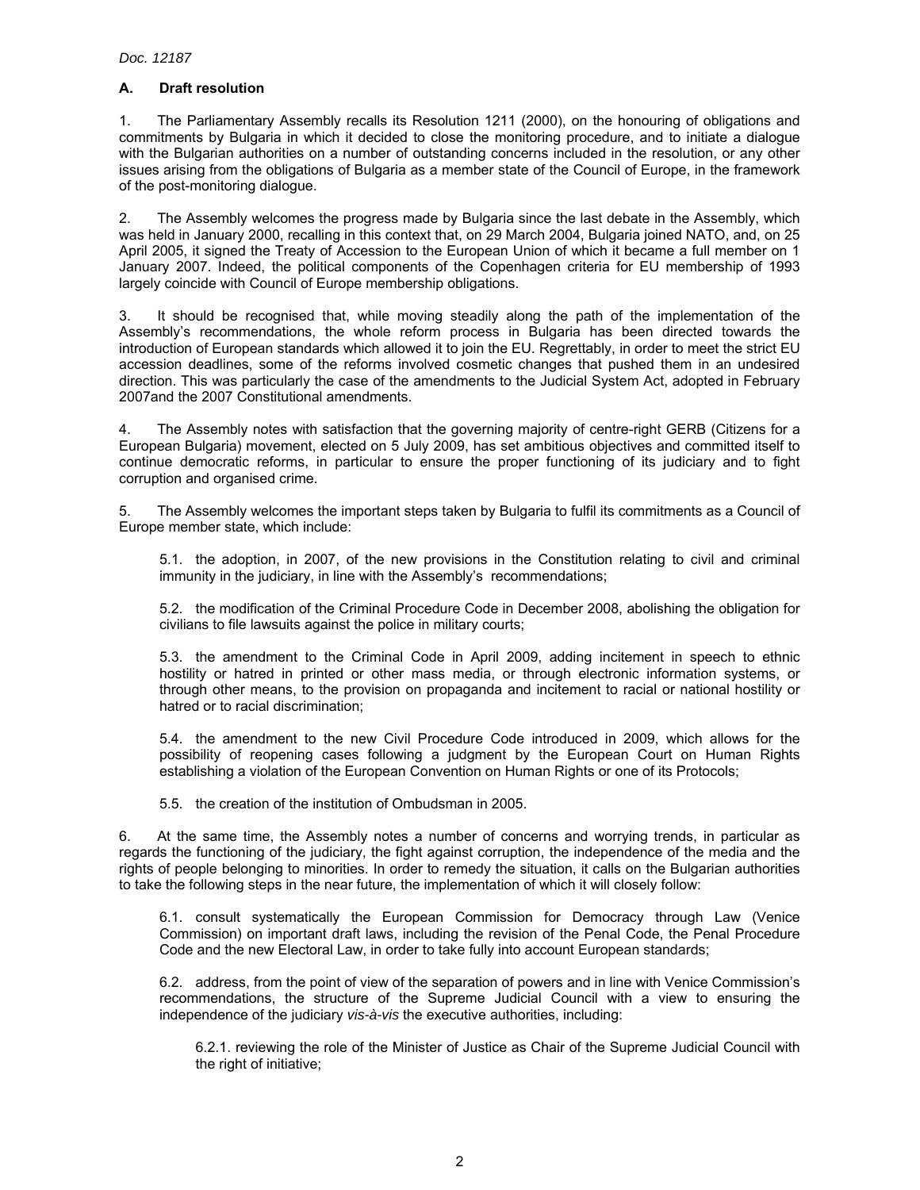### A. Draft resolution

1. The Parliamentary Assembly recalls its Resolution 1211 (2000), on the honouring of obligations and commitments by Bulgaria in which it decided to close the monitoring procedure, and to initiate a dialogue with the Bulgarian authorities on a number of outstanding concerns included in the resolution, or any other issues arising from the obligations of Bulgaria as a member state of the Council of Europe, in the framework of the post-monitoring dialogue.

2. The Assembly welcomes the progress made by Bulgaria since the last debate in the Assembly, which was held in January 2000, recalling in this context that, on 29 March 2004, Bulgaria joined NATO, and, on 25 April 2005, it signed the Treaty of Accession to the European Union of which it became a full member on 1 January 2007. Indeed, the political components of the Copenhagen criteria for EU membership of 1993 largely coincide with Council of Europe membership obligations.

3. It should be recognised that, while moving steadily along the path of the implementation of the Assembly's recommendations, the whole reform process in Bulgaria has been directed towards the introduction of European standards which allowed it to join the EU. Regrettably, in order to meet the strict EU accession deadlines, some of the reforms involved cosmetic changes that pushed them in an undesired direction. This was particularly the case of the amendments to the Judicial System Act, adopted in February 2007and the 2007 Constitutional amendments.

4. The Assembly notes with satisfaction that the governing majority of centre-right GERB (Citizens for a European Bulgaria) movement, elected on 5 July 2009, has set ambitious objectives and committed itself to continue democratic reforms, in particular to ensure the proper functioning of its judiciary and to fight corruption and organised crime.

5. The Assembly welcomes the important steps taken by Bulgaria to fulfil its commitments as a Council of Europe member state, which include:

5.1. the adoption, in 2007, of the new provisions in the Constitution relating to civil and criminal immunity in the judiciary, in line with the Assembly's recommendations;

5.2. the modification of the Criminal Procedure Code in December 2008, abolishing the obligation for civilians to file lawsuits against the police in military courts;

5.3. the amendment to the Criminal Code in April 2009, adding incitement in speech to ethnic hostility or hatred in printed or other mass media, or through electronic information systems, or through other means, to the provision on propaganda and incitement to racial or national hostility or hatred or to racial discrimination;

5.4. the amendment to the new Civil Procedure Code introduced in 2009, which allows for the possibility of reopening cases following a judgment by the European Court on Human Rights establishing a violation of the European Convention on Human Rights or one of its Protocols;

5.5. the creation of the institution of Ombudsman in 2005.

6. At the same time, the Assembly notes a number of concerns and worrying trends, in particular as regards the functioning of the judiciary, the fight against corruption, the independence of the media and the rights of people belonging to minorities. In order to remedy the situation, it calls on the Bulgarian authorities to take the following steps in the near future, the implementation of which it will closely follow:

6.1. consult systematically the European Commission for Democracy through Law (Venice Commission) on important draft laws, including the revision of the Penal Code, the Penal Procedure Code and the new Electoral Law, in order to take fully into account European standards;

6.2. address, from the point of view of the separation of powers and in line with Venice Commission's recommendations, the structure of the Supreme Judicial Council with a view to ensuring the independence of the judiciary *vis-à-vis* the executive authorities, including:

6.2.1. reviewing the role of the Minister of Justice as Chair of the Supreme Judicial Council with the right of initiative;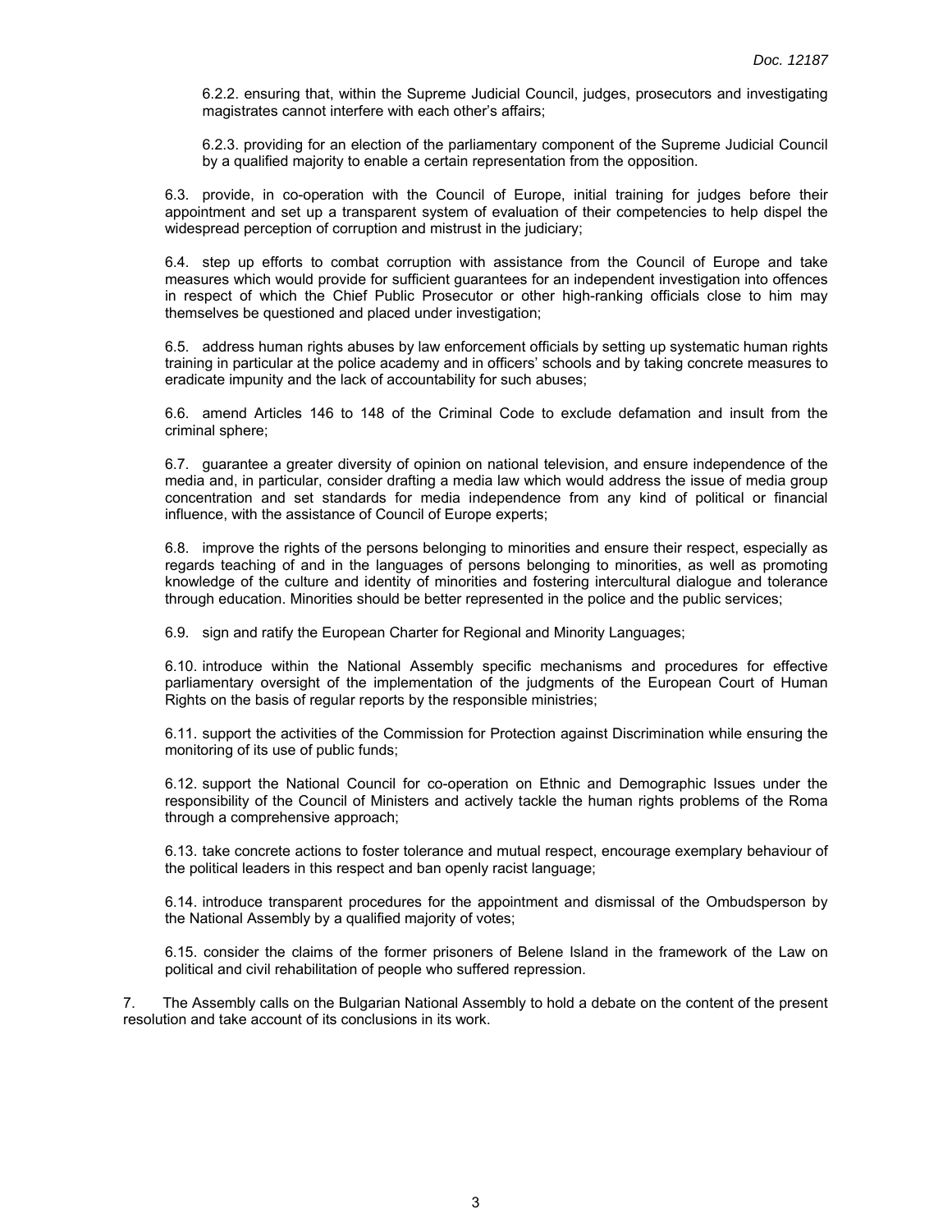6.2.2. ensuring that, within the Supreme Judicial Council, judges, prosecutors and investigating magistrates cannot interfere with each other's affairs;

6.2.3. providing for an election of the parliamentary component of the Supreme Judicial Council by a qualified majority to enable a certain representation from the opposition.

6.3. provide, in co-operation with the Council of Europe, initial training for judges before their appointment and set up a transparent system of evaluation of their competencies to help dispel the widespread perception of corruption and mistrust in the judiciary;

6.4. step up efforts to combat corruption with assistance from the Council of Europe and take measures which would provide for sufficient guarantees for an independent investigation into offences in respect of which the Chief Public Prosecutor or other high-ranking officials close to him may themselves be questioned and placed under investigation;

6.5. address human rights abuses by law enforcement officials by setting up systematic human rights training in particular at the police academy and in officers' schools and by taking concrete measures to eradicate impunity and the lack of accountability for such abuses;

6.6. amend Articles 146 to 148 of the Criminal Code to exclude defamation and insult from the criminal sphere;

6.7. guarantee a greater diversity of opinion on national television, and ensure independence of the media and, in particular, consider drafting a media law which would address the issue of media group concentration and set standards for media independence from any kind of political or financial influence, with the assistance of Council of Europe experts;

6.8. improve the rights of the persons belonging to minorities and ensure their respect, especially as regards teaching of and in the languages of persons belonging to minorities, as well as promoting knowledge of the culture and identity of minorities and fostering intercultural dialogue and tolerance through education. Minorities should be better represented in the police and the public services;

6.9. sign and ratify the European Charter for Regional and Minority Languages;

6.10. introduce within the National Assembly specific mechanisms and procedures for effective parliamentary oversight of the implementation of the judgments of the European Court of Human Rights on the basis of regular reports by the responsible ministries;

6.11. support the activities of the Commission for Protection against Discrimination while ensuring the monitoring of its use of public funds;

6.12. support the National Council for co-operation on Ethnic and Demographic Issues under the responsibility of the Council of Ministers and actively tackle the human rights problems of the Roma through a comprehensive approach;

6.13. take concrete actions to foster tolerance and mutual respect, encourage exemplary behaviour of the political leaders in this respect and ban openly racist language;

6.14. introduce transparent procedures for the appointment and dismissal of the Ombudsperson by the National Assembly by a qualified majority of votes;

6.15. consider the claims of the former prisoners of Belene Island in the framework of the Law on political and civil rehabilitation of people who suffered repression.

7. The Assembly calls on the Bulgarian National Assembly to hold a debate on the content of the present resolution and take account of its conclusions in its work.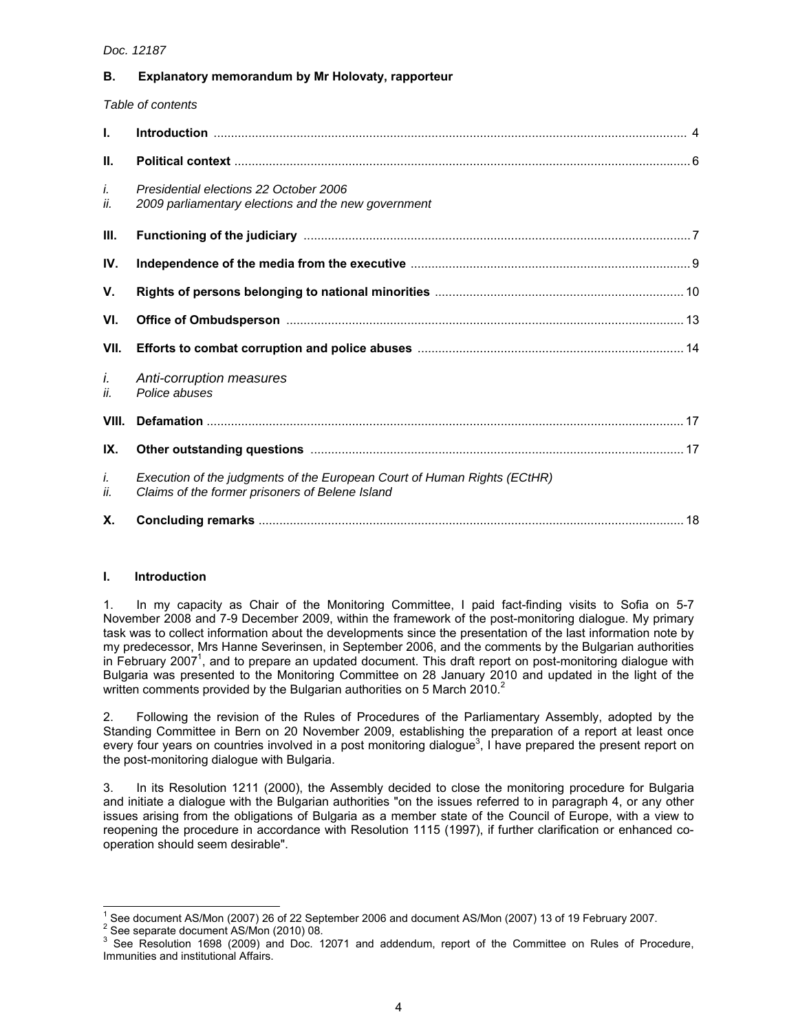Doc. 12187

## B. Explanatory memorandum by Mr Holovaty, rapporteur

*Table of contents*

| | | |
|---|---|---|
| **I.** | **Introduction** | 4 |
| **II.** | **Political context** | 6 |
| *i.* | *Presidential elections 22 October 2006* | |
| *ii.* | *2009 parliamentary elections and the new government* | |
| **III.** | **Functioning of the judiciary** | 7 |
| **IV.** | **Independence of the media from the executive** | 9 |
| **V.** | **Rights of persons belonging to national minorities** | 10 |
| **VI.** | **Office of Ombudsperson** | 13 |
| **VII.** | **Efforts to combat corruption and police abuses** | 14 |
| *i.* | *Anti-corruption measures* | |
| *ii.* | *Police abuses* | |
| **VIII.** | **Defamation** | 17 |
| **IX.** | **Other outstanding questions** | 17 |
| *i.* | *Execution of the judgments of the European Court of Human Rights (ECtHR)* | |
| *ii.* | *Claims of the former prisoners of Belene Island* | |
| **X.** | **Concluding remarks** | 18 |

### I. Introduction

1. In my capacity as Chair of the Monitoring Committee, I paid fact-finding visits to Sofia on 5-7 November 2008 and 7-9 December 2009, within the framework of the post-monitoring dialogue. My primary task was to collect information about the developments since the presentation of the last information note by my predecessor, Mrs Hanne Severinsen, in September 2006, and the comments by the Bulgarian authorities in February 2007[1], and to prepare an updated document. This draft report on post-monitoring dialogue with Bulgaria was presented to the Monitoring Committee on 28 January 2010 and updated in the light of the written comments provided by the Bulgarian authorities on 5 March 2010.[2]

2. Following the revision of the Rules of Procedures of the Parliamentary Assembly, adopted by the Standing Committee in Bern on 20 November 2009, establishing the preparation of a report at least once every four years on countries involved in a post monitoring dialogue[3], I have prepared the present report on the post-monitoring dialogue with Bulgaria.

3. In its Resolution 1211 (2000), the Assembly decided to close the monitoring procedure for Bulgaria and initiate a dialogue with the Bulgarian authorities "on the issues referred to in paragraph 4, or any other issues arising from the obligations of Bulgaria as a member state of the Council of Europe, with a view to reopening the procedure in accordance with Resolution 1115 (1997), if further clarification or enhanced co-operation should seem desirable".

---

[1] See document AS/Mon (2007) 26 of 22 September 2006 and document AS/Mon (2007) 13 of 19 February 2007.
[2] See separate document AS/Mon (2010) 08.
[3] See Resolution 1698 (2009) and Doc. 12071 and addendum, report of the Committee on Rules of Procedure, Immunities and institutional Affairs.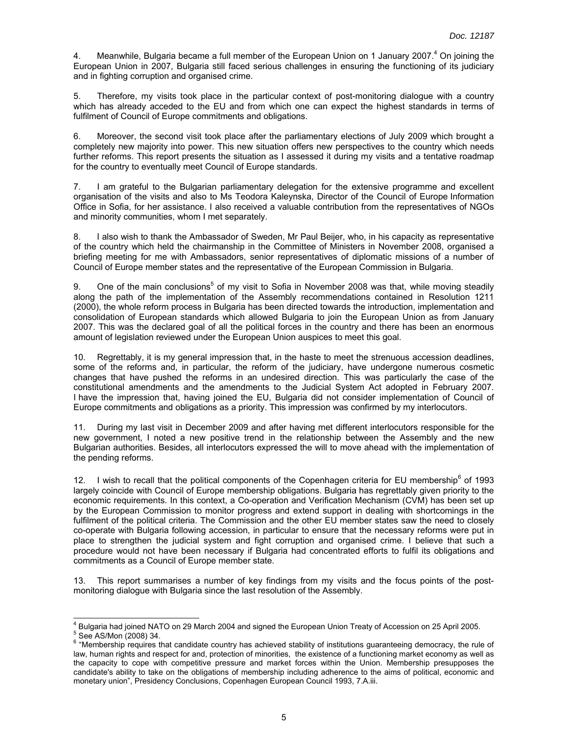4. Meanwhile, Bulgaria became a full member of the European Union on 1 January 2007.[4] On joining the European Union in 2007, Bulgaria still faced serious challenges in ensuring the functioning of its judiciary and in fighting corruption and organised crime.

5. Therefore, my visits took place in the particular context of post-monitoring dialogue with a country which has already acceded to the EU and from which one can expect the highest standards in terms of fulfilment of Council of Europe commitments and obligations.

6. Moreover, the second visit took place after the parliamentary elections of July 2009 which brought a completely new majority into power. This new situation offers new perspectives to the country which needs further reforms. This report presents the situation as I assessed it during my visits and a tentative roadmap for the country to eventually meet Council of Europe standards.

7. I am grateful to the Bulgarian parliamentary delegation for the extensive programme and excellent organisation of the visits and also to Ms Teodora Kaleynska, Director of the Council of Europe Information Office in Sofia, for her assistance. I also received a valuable contribution from the representatives of NGOs and minority communities, whom I met separately.

8. I also wish to thank the Ambassador of Sweden, Mr Paul Beijer, who, in his capacity as representative of the country which held the chairmanship in the Committee of Ministers in November 2008, organised a briefing meeting for me with Ambassadors, senior representatives of diplomatic missions of a number of Council of Europe member states and the representative of the European Commission in Bulgaria.

9. One of the main conclusions[5] of my visit to Sofia in November 2008 was that, while moving steadily along the path of the implementation of the Assembly recommendations contained in Resolution 1211 (2000), the whole reform process in Bulgaria has been directed towards the introduction, implementation and consolidation of European standards which allowed Bulgaria to join the European Union as from January 2007. This was the declared goal of all the political forces in the country and there has been an enormous amount of legislation reviewed under the European Union auspices to meet this goal.

10. Regrettably, it is my general impression that, in the haste to meet the strenuous accession deadlines, some of the reforms and, in particular, the reform of the judiciary, have undergone numerous cosmetic changes that have pushed the reforms in an undesired direction. This was particularly the case of the constitutional amendments and the amendments to the Judicial System Act adopted in February 2007. I have the impression that, having joined the EU, Bulgaria did not consider implementation of Council of Europe commitments and obligations as a priority. This impression was confirmed by my interlocutors.

11. During my last visit in December 2009 and after having met different interlocutors responsible for the new government, I noted a new positive trend in the relationship between the Assembly and the new Bulgarian authorities. Besides, all interlocutors expressed the will to move ahead with the implementation of the pending reforms.

12. I wish to recall that the political components of the Copenhagen criteria for EU membership[6] of 1993 largely coincide with Council of Europe membership obligations. Bulgaria has regrettably given priority to the economic requirements. In this context, a Co-operation and Verification Mechanism (CVM) has been set up by the European Commission to monitor progress and extend support in dealing with shortcomings in the fulfilment of the political criteria. The Commission and the other EU member states saw the need to closely co-operate with Bulgaria following accession, in particular to ensure that the necessary reforms were put in place to strengthen the judicial system and fight corruption and organised crime. I believe that such a procedure would not have been necessary if Bulgaria had concentrated efforts to fulfil its obligations and commitments as a Council of Europe member state.

13. This report summarises a number of key findings from my visits and the focus points of the post-monitoring dialogue with Bulgaria since the last resolution of the Assembly.

---

[4] Bulgaria had joined NATO on 29 March 2004 and signed the European Union Treaty of Accession on 25 April 2005.

[5] See AS/Mon (2008) 34.

[6] "Membership requires that candidate country has achieved stability of institutions guaranteeing democracy, the rule of law, human rights and respect for and, protection of minorities, the existence of a functioning market economy as well as the capacity to cope with competitive pressure and market forces within the Union. Membership presupposes the candidate's ability to take on the obligations of membership including adherence to the aims of political, economic and monetary union", Presidency Conclusions, Copenhagen European Council 1993, 7.A.iii.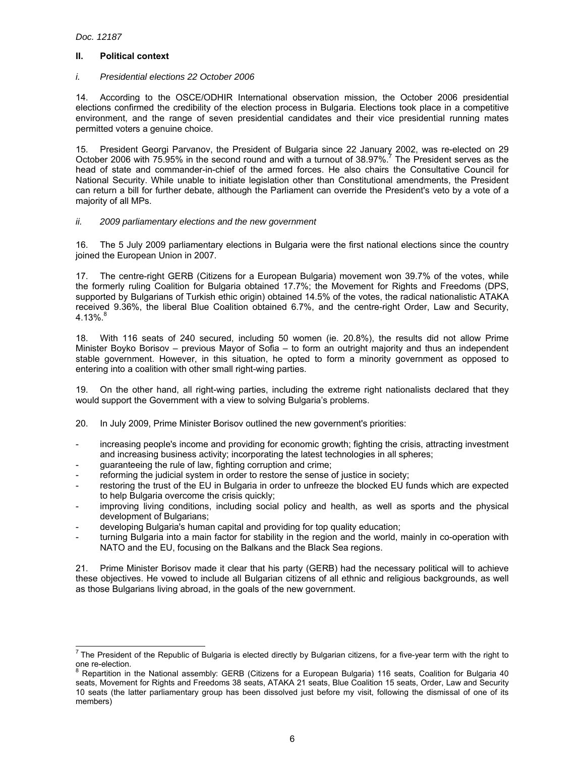## II. Political context

### *i. Presidential elections 22 October 2006*

14. According to the OSCE/ODHIR International observation mission, the October 2006 presidential elections confirmed the credibility of the election process in Bulgaria. Elections took place in a competitive environment, and the range of seven presidential candidates and their vice presidential running mates permitted voters a genuine choice.

15. President Georgi Parvanov, the President of Bulgaria since 22 January 2002, was re-elected on 29 October 2006 with 75.95% in the second round and with a turnout of 38.97%.[7] The President serves as the head of state and commander-in-chief of the armed forces. He also chairs the Consultative Council for National Security. While unable to initiate legislation other than Constitutional amendments, the President can return a bill for further debate, although the Parliament can override the President's veto by a vote of a majority of all MPs.

### *ii. 2009 parliamentary elections and the new government*

16. The 5 July 2009 parliamentary elections in Bulgaria were the first national elections since the country joined the European Union in 2007.

17. The centre-right GERB (Citizens for a European Bulgaria) movement won 39.7% of the votes, while the formerly ruling Coalition for Bulgaria obtained 17.7%; the Movement for Rights and Freedoms (DPS, supported by Bulgarians of Turkish ethic origin) obtained 14.5% of the votes, the radical nationalistic ATAKA received 9.36%, the liberal Blue Coalition obtained 6.7%, and the centre-right Order, Law and Security, 4.13%.[8]

18. With 116 seats of 240 secured, including 50 women (ie. 20.8%), the results did not allow Prime Minister Boyko Borisov – previous Mayor of Sofia – to form an outright majority and thus an independent stable government. However, in this situation, he opted to form a minority government as opposed to entering into a coalition with other small right-wing parties.

19. On the other hand, all right-wing parties, including the extreme right nationalists declared that they would support the Government with a view to solving Bulgaria's problems.

20. In July 2009, Prime Minister Borisov outlined the new government's priorities:

- increasing people's income and providing for economic growth; fighting the crisis, attracting investment and increasing business activity; incorporating the latest technologies in all spheres;
- guaranteeing the rule of law, fighting corruption and crime;
- reforming the judicial system in order to restore the sense of justice in society;
- restoring the trust of the EU in Bulgaria in order to unfreeze the blocked EU funds which are expected to help Bulgaria overcome the crisis quickly;
- improving living conditions, including social policy and health, as well as sports and the physical development of Bulgarians;
- developing Bulgaria's human capital and providing for top quality education;
- turning Bulgaria into a main factor for stability in the region and the world, mainly in co-operation with NATO and the EU, focusing on the Balkans and the Black Sea regions.

21. Prime Minister Borisov made it clear that his party (GERB) had the necessary political will to achieve these objectives. He vowed to include all Bulgarian citizens of all ethnic and religious backgrounds, as well as those Bulgarians living abroad, in the goals of the new government.

---

[7] The President of the Republic of Bulgaria is elected directly by Bulgarian citizens, for a five-year term with the right to one re-election.

[8] Repartition in the National assembly: GERB (Citizens for a European Bulgaria) 116 seats, Coalition for Bulgaria 40 seats, Movement for Rights and Freedoms 38 seats, ATAKA 21 seats, Blue Coalition 15 seats, Order, Law and Security 10 seats (the latter parliamentary group has been dissolved just before my visit, following the dismissal of one of its members)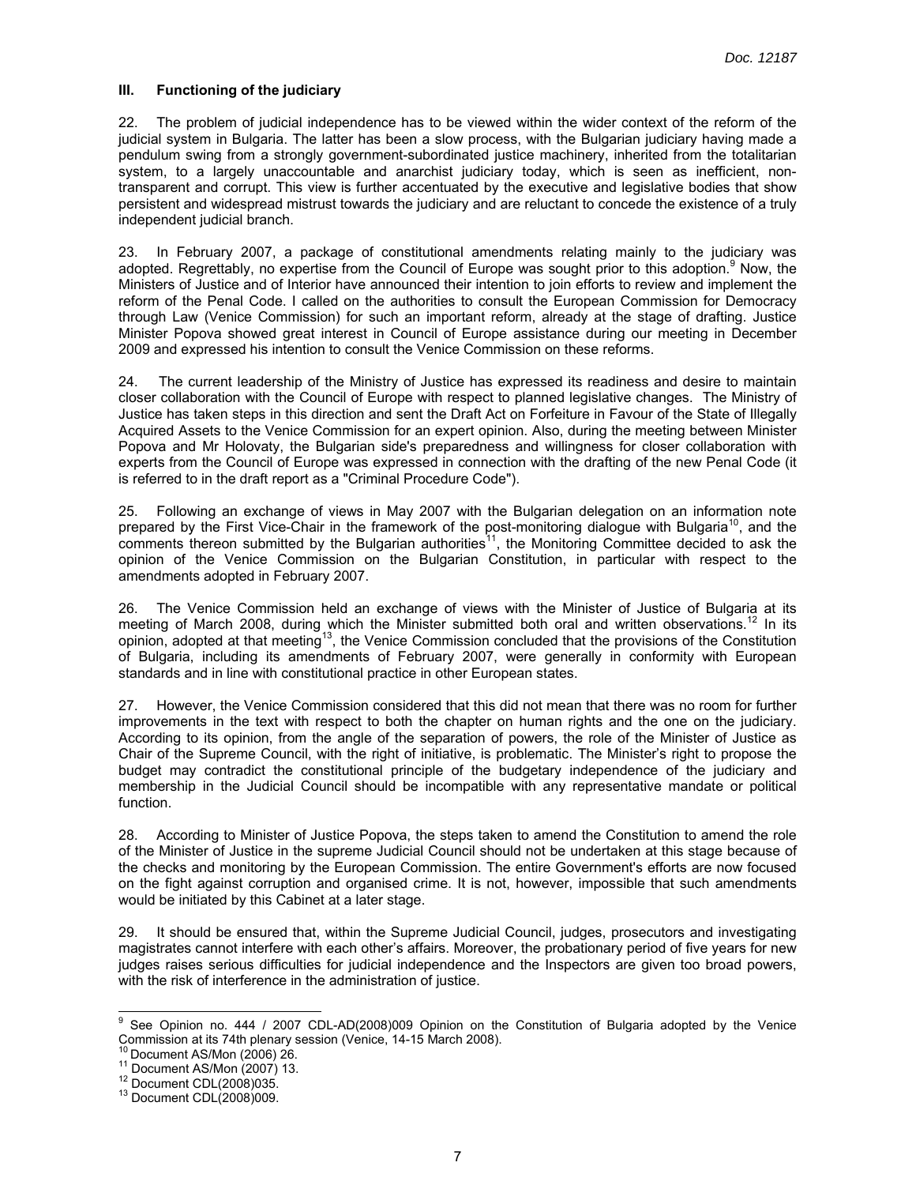### III. Functioning of the judiciary

22. The problem of judicial independence has to be viewed within the wider context of the reform of the judicial system in Bulgaria. The latter has been a slow process, with the Bulgarian judiciary having made a pendulum swing from a strongly government-subordinated justice machinery, inherited from the totalitarian system, to a largely unaccountable and anarchist judiciary today, which is seen as inefficient, non-transparent and corrupt. This view is further accentuated by the executive and legislative bodies that show persistent and widespread mistrust towards the judiciary and are reluctant to concede the existence of a truly independent judicial branch.

23. In February 2007, a package of constitutional amendments relating mainly to the judiciary was adopted. Regrettably, no expertise from the Council of Europe was sought prior to this adoption.[9] Now, the Ministers of Justice and of Interior have announced their intention to join efforts to review and implement the reform of the Penal Code. I called on the authorities to consult the European Commission for Democracy through Law (Venice Commission) for such an important reform, already at the stage of drafting. Justice Minister Popova showed great interest in Council of Europe assistance during our meeting in December 2009 and expressed his intention to consult the Venice Commission on these reforms.

24. The current leadership of the Ministry of Justice has expressed its readiness and desire to maintain closer collaboration with the Council of Europe with respect to planned legislative changes. The Ministry of Justice has taken steps in this direction and sent the Draft Act on Forfeiture in Favour of the State of Illegally Acquired Assets to the Venice Commission for an expert opinion. Also, during the meeting between Minister Popova and Mr Holovaty, the Bulgarian side's preparedness and willingness for closer collaboration with experts from the Council of Europe was expressed in connection with the drafting of the new Penal Code (it is referred to in the draft report as a "Criminal Procedure Code").

25. Following an exchange of views in May 2007 with the Bulgarian delegation on an information note prepared by the First Vice-Chair in the framework of the post-monitoring dialogue with Bulgaria[10], and the comments thereon submitted by the Bulgarian authorities[11], the Monitoring Committee decided to ask the opinion of the Venice Commission on the Bulgarian Constitution, in particular with respect to the amendments adopted in February 2007.

26. The Venice Commission held an exchange of views with the Minister of Justice of Bulgaria at its meeting of March 2008, during which the Minister submitted both oral and written observations.[12] In its opinion, adopted at that meeting[13], the Venice Commission concluded that the provisions of the Constitution of Bulgaria, including its amendments of February 2007, were generally in conformity with European standards and in line with constitutional practice in other European states.

27. However, the Venice Commission considered that this did not mean that there was no room for further improvements in the text with respect to both the chapter on human rights and the one on the judiciary. According to its opinion, from the angle of the separation of powers, the role of the Minister of Justice as Chair of the Supreme Council, with the right of initiative, is problematic. The Minister's right to propose the budget may contradict the constitutional principle of the budgetary independence of the judiciary and membership in the Judicial Council should be incompatible with any representative mandate or political function.

28. According to Minister of Justice Popova, the steps taken to amend the Constitution to amend the role of the Minister of Justice in the supreme Judicial Council should not be undertaken at this stage because of the checks and monitoring by the European Commission. The entire Government's efforts are now focused on the fight against corruption and organised crime. It is not, however, impossible that such amendments would be initiated by this Cabinet at a later stage.

29. It should be ensured that, within the Supreme Judicial Council, judges, prosecutors and investigating magistrates cannot interfere with each other's affairs. Moreover, the probationary period of five years for new judges raises serious difficulties for judicial independence and the Inspectors are given too broad powers, with the risk of interference in the administration of justice.

---

[9] See Opinion no. 444 / 2007 CDL-AD(2008)009 Opinion on the Constitution of Bulgaria adopted by the Venice Commission at its 74th plenary session (Venice, 14-15 March 2008).

[10] Document AS/Mon (2006) 26.

[11] Document AS/Mon (2007) 13.

[12] Document CDL(2008)035.

[13] Document CDL(2008)009.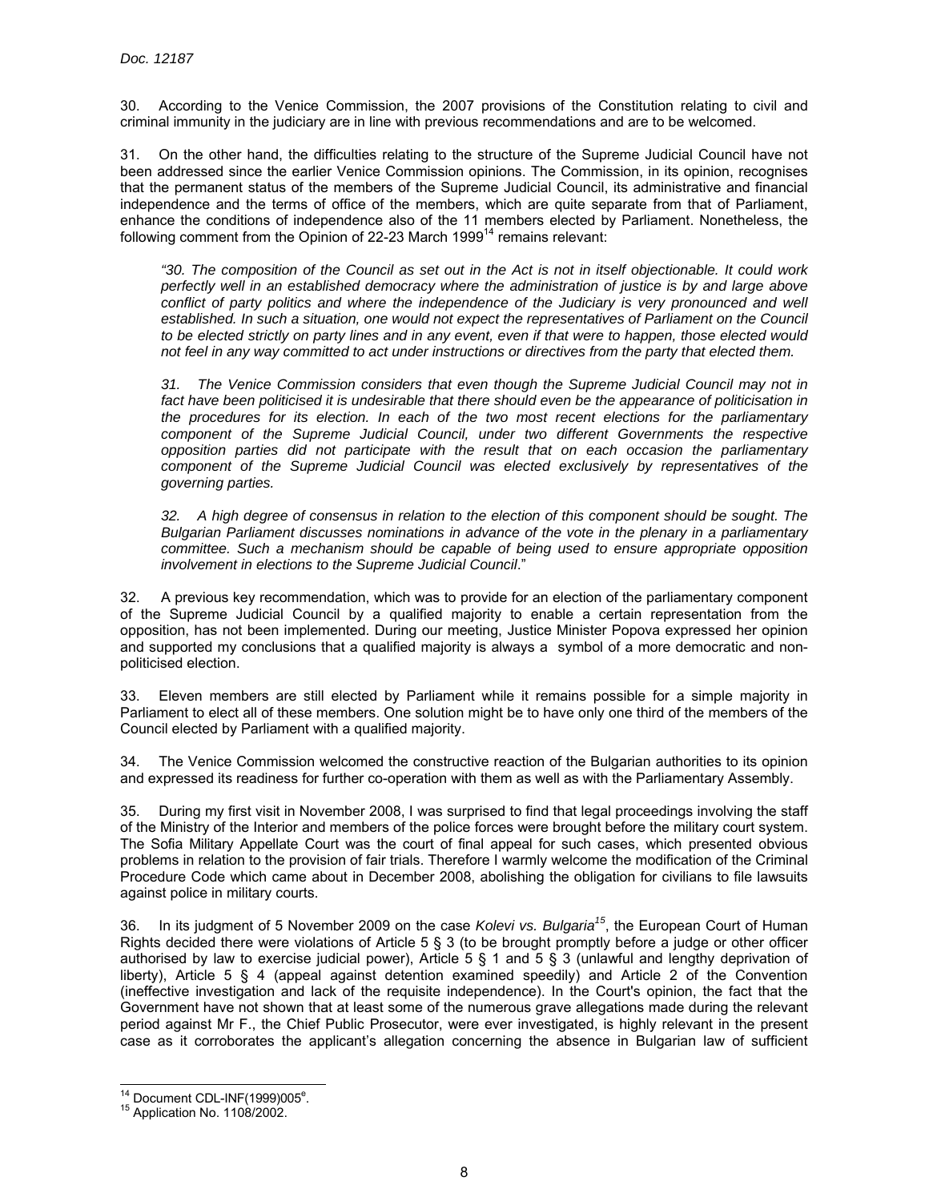30. According to the Venice Commission, the 2007 provisions of the Constitution relating to civil and criminal immunity in the judiciary are in line with previous recommendations and are to be welcomed.

31. On the other hand, the difficulties relating to the structure of the Supreme Judicial Council have not been addressed since the earlier Venice Commission opinions. The Commission, in its opinion, recognises that the permanent status of the members of the Supreme Judicial Council, its administrative and financial independence and the terms of office of the members, which are quite separate from that of Parliament, enhance the conditions of independence also of the 11 members elected by Parliament. Nonetheless, the following comment from the Opinion of 22-23 March 1999[14] remains relevant:

> *"30. The composition of the Council as set out in the Act is not in itself objectionable. It could work perfectly well in an established democracy where the administration of justice is by and large above conflict of party politics and where the independence of the Judiciary is very pronounced and well established. In such a situation, one would not expect the representatives of Parliament on the Council to be elected strictly on party lines and in any event, even if that were to happen, those elected would not feel in any way committed to act under instructions or directives from the party that elected them.*
>
> *31. The Venice Commission considers that even though the Supreme Judicial Council may not in fact have been politicised it is undesirable that there should even be the appearance of politicisation in the procedures for its election. In each of the two most recent elections for the parliamentary component of the Supreme Judicial Council, under two different Governments the respective opposition parties did not participate with the result that on each occasion the parliamentary component of the Supreme Judicial Council was elected exclusively by representatives of the governing parties.*
>
> *32. A high degree of consensus in relation to the election of this component should be sought. The Bulgarian Parliament discusses nominations in advance of the vote in the plenary in a parliamentary committee. Such a mechanism should be capable of being used to ensure appropriate opposition involvement in elections to the Supreme Judicial Council*."

32. A previous key recommendation, which was to provide for an election of the parliamentary component of the Supreme Judicial Council by a qualified majority to enable a certain representation from the opposition, has not been implemented. During our meeting, Justice Minister Popova expressed her opinion and supported my conclusions that a qualified majority is always a symbol of a more democratic and non-politicised election.

33. Eleven members are still elected by Parliament while it remains possible for a simple majority in Parliament to elect all of these members. One solution might be to have only one third of the members of the Council elected by Parliament with a qualified majority.

34. The Venice Commission welcomed the constructive reaction of the Bulgarian authorities to its opinion and expressed its readiness for further co-operation with them as well as with the Parliamentary Assembly.

35. During my first visit in November 2008, I was surprised to find that legal proceedings involving the staff of the Ministry of the Interior and members of the police forces were brought before the military court system. The Sofia Military Appellate Court was the court of final appeal for such cases, which presented obvious problems in relation to the provision of fair trials. Therefore I warmly welcome the modification of the Criminal Procedure Code which came about in December 2008, abolishing the obligation for civilians to file lawsuits against police in military courts.

36. In its judgment of 5 November 2009 on the case *Kolevi vs. Bulgaria*[15], the European Court of Human Rights decided there were violations of Article 5 § 3 (to be brought promptly before a judge or other officer authorised by law to exercise judicial power), Article 5 § 1 and 5 § 3 (unlawful and lengthy deprivation of liberty), Article 5 § 4 (appeal against detention examined speedily) and Article 2 of the Convention (ineffective investigation and lack of the requisite independence). In the Court's opinion, the fact that the Government have not shown that at least some of the numerous grave allegations made during the relevant period against Mr F., the Chief Public Prosecutor, were ever investigated, is highly relevant in the present case as it corroborates the applicant's allegation concerning the absence in Bulgarian law of sufficient

---

[14] Document CDL-INF(1999)005[e].
[15] Application No. 1108/2002.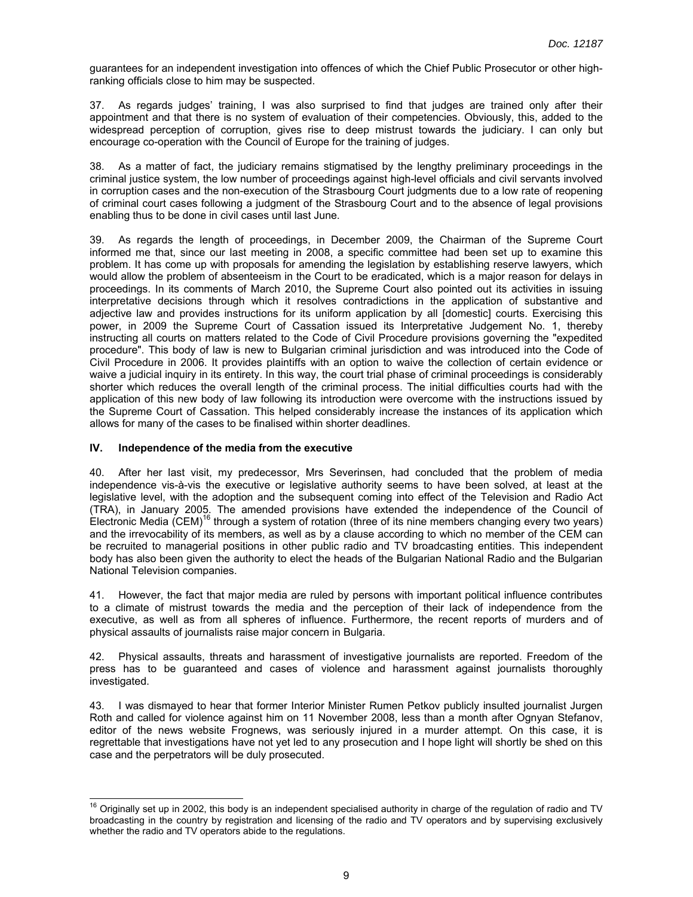guarantees for an independent investigation into offences of which the Chief Public Prosecutor or other high-ranking officials close to him may be suspected.

37. As regards judges' training, I was also surprised to find that judges are trained only after their appointment and that there is no system of evaluation of their competencies. Obviously, this, added to the widespread perception of corruption, gives rise to deep mistrust towards the judiciary. I can only but encourage co-operation with the Council of Europe for the training of judges.

38. As a matter of fact, the judiciary remains stigmatised by the lengthy preliminary proceedings in the criminal justice system, the low number of proceedings against high-level officials and civil servants involved in corruption cases and the non-execution of the Strasbourg Court judgments due to a low rate of reopening of criminal court cases following a judgment of the Strasbourg Court and to the absence of legal provisions enabling thus to be done in civil cases until last June.

39. As regards the length of proceedings, in December 2009, the Chairman of the Supreme Court informed me that, since our last meeting in 2008, a specific committee had been set up to examine this problem. It has come up with proposals for amending the legislation by establishing reserve lawyers, which would allow the problem of absenteeism in the Court to be eradicated, which is a major reason for delays in proceedings. In its comments of March 2010, the Supreme Court also pointed out its activities in issuing interpretative decisions through which it resolves contradictions in the application of substantive and adjective law and provides instructions for its uniform application by all [domestic] courts. Exercising this power, in 2009 the Supreme Court of Cassation issued its Interpretative Judgement No. 1, thereby instructing all courts on matters related to the Code of Civil Procedure provisions governing the "expedited procedure". This body of law is new to Bulgarian criminal jurisdiction and was introduced into the Code of Civil Procedure in 2006. It provides plaintiffs with an option to waive the collection of certain evidence or waive a judicial inquiry in its entirety. In this way, the court trial phase of criminal proceedings is considerably shorter which reduces the overall length of the criminal process. The initial difficulties courts had with the application of this new body of law following its introduction were overcome with the instructions issued by the Supreme Court of Cassation. This helped considerably increase the instances of its application which allows for many of the cases to be finalised within shorter deadlines.

### IV. Independence of the media from the executive

40. After her last visit, my predecessor, Mrs Severinsen, had concluded that the problem of media independence vis-à-vis the executive or legislative authority seems to have been solved, at least at the legislative level, with the adoption and the subsequent coming into effect of the Television and Radio Act (TRA), in January 2005. The amended provisions have extended the independence of the Council of Electronic Media (CEM)[16] through a system of rotation (three of its nine members changing every two years) and the irrevocability of its members, as well as by a clause according to which no member of the CEM can be recruited to managerial positions in other public radio and TV broadcasting entities. This independent body has also been given the authority to elect the heads of the Bulgarian National Radio and the Bulgarian National Television companies.

41. However, the fact that major media are ruled by persons with important political influence contributes to a climate of mistrust towards the media and the perception of their lack of independence from the executive, as well as from all spheres of influence. Furthermore, the recent reports of murders and of physical assaults of journalists raise major concern in Bulgaria.

42. Physical assaults, threats and harassment of investigative journalists are reported. Freedom of the press has to be guaranteed and cases of violence and harassment against journalists thoroughly investigated.

43. I was dismayed to hear that former Interior Minister Rumen Petkov publicly insulted journalist Jurgen Roth and called for violence against him on 11 November 2008, less than a month after Ognyan Stefanov, editor of the news website Frognews, was seriously injured in a murder attempt. On this case, it is regrettable that investigations have not yet led to any prosecution and I hope light will shortly be shed on this case and the perpetrators will be duly prosecuted.

---

[16] Originally set up in 2002, this body is an independent specialised authority in charge of the regulation of radio and TV broadcasting in the country by registration and licensing of the radio and TV operators and by supervising exclusively whether the radio and TV operators abide to the regulations.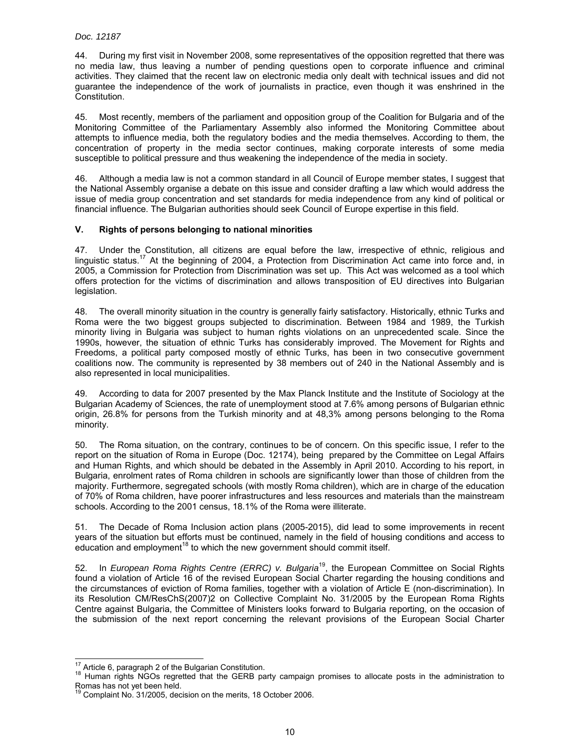44. During my first visit in November 2008, some representatives of the opposition regretted that there was no media law, thus leaving a number of pending questions open to corporate influence and criminal activities. They claimed that the recent law on electronic media only dealt with technical issues and did not guarantee the independence of the work of journalists in practice, even though it was enshrined in the Constitution.

45. Most recently, members of the parliament and opposition group of the Coalition for Bulgaria and of the Monitoring Committee of the Parliamentary Assembly also informed the Monitoring Committee about attempts to influence media, both the regulatory bodies and the media themselves. According to them, the concentration of property in the media sector continues, making corporate interests of some media susceptible to political pressure and thus weakening the independence of the media in society.

46. Although a media law is not a common standard in all Council of Europe member states, I suggest that the National Assembly organise a debate on this issue and consider drafting a law which would address the issue of media group concentration and set standards for media independence from any kind of political or financial influence. The Bulgarian authorities should seek Council of Europe expertise in this field.

## V. Rights of persons belonging to national minorities

47. Under the Constitution, all citizens are equal before the law, irrespective of ethnic, religious and linguistic status.[17] At the beginning of 2004, a Protection from Discrimination Act came into force and, in 2005, a Commission for Protection from Discrimination was set up. This Act was welcomed as a tool which offers protection for the victims of discrimination and allows transposition of EU directives into Bulgarian legislation.

48. The overall minority situation in the country is generally fairly satisfactory. Historically, ethnic Turks and Roma were the two biggest groups subjected to discrimination. Between 1984 and 1989, the Turkish minority living in Bulgaria was subject to human rights violations on an unprecedented scale. Since the 1990s, however, the situation of ethnic Turks has considerably improved. The Movement for Rights and Freedoms, a political party composed mostly of ethnic Turks, has been in two consecutive government coalitions now. The community is represented by 38 members out of 240 in the National Assembly and is also represented in local municipalities.

49. According to data for 2007 presented by the Max Planck Institute and the Institute of Sociology at the Bulgarian Academy of Sciences, the rate of unemployment stood at 7.6% among persons of Bulgarian ethnic origin, 26.8% for persons from the Turkish minority and at 48,3% among persons belonging to the Roma minority.

50. The Roma situation, on the contrary, continues to be of concern. On this specific issue, I refer to the report on the situation of Roma in Europe (Doc. 12174), being prepared by the Committee on Legal Affairs and Human Rights, and which should be debated in the Assembly in April 2010. According to his report, in Bulgaria, enrolment rates of Roma children in schools are significantly lower than those of children from the majority. Furthermore, segregated schools (with mostly Roma children), which are in charge of the education of 70% of Roma children, have poorer infrastructures and less resources and materials than the mainstream schools. According to the 2001 census, 18.1% of the Roma were illiterate.

51. The Decade of Roma Inclusion action plans (2005-2015), did lead to some improvements in recent years of the situation but efforts must be continued, namely in the field of housing conditions and access to education and employment[18] to which the new government should commit itself.

52. In *European Roma Rights Centre (ERRC) v. Bulgaria*[19], the European Committee on Social Rights found a violation of Article 16 of the revised European Social Charter regarding the housing conditions and the circumstances of eviction of Roma families, together with a violation of Article E (non-discrimination). In its Resolution CM/ResChS(2007)2 on Collective Complaint No. 31/2005 by the European Roma Rights Centre against Bulgaria, the Committee of Ministers looks forward to Bulgaria reporting, on the occasion of the submission of the next report concerning the relevant provisions of the European Social Charter

---

[17] Article 6, paragraph 2 of the Bulgarian Constitution.

[18] Human rights NGOs regretted that the GERB party campaign promises to allocate posts in the administration to Romas has not yet been held.

[19] Complaint No. 31/2005, decision on the merits, 18 October 2006.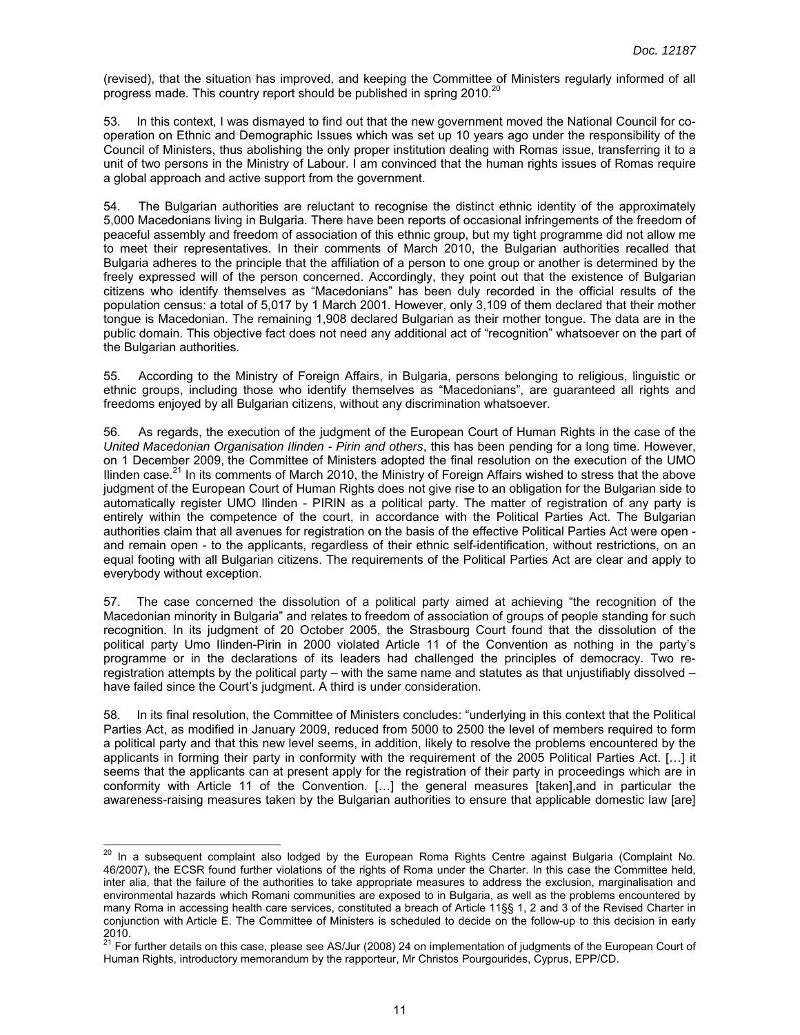(revised), that the situation has improved, and keeping the Committee of Ministers regularly informed of all progress made. This country report should be published in spring 2010.[20]

53. In this context, I was dismayed to find out that the new government moved the National Council for co-operation on Ethnic and Demographic Issues which was set up 10 years ago under the responsibility of the Council of Ministers, thus abolishing the only proper institution dealing with Romas issue, transferring it to a unit of two persons in the Ministry of Labour. I am convinced that the human rights issues of Romas require a global approach and active support from the government.

54. The Bulgarian authorities are reluctant to recognise the distinct ethnic identity of the approximately 5,000 Macedonians living in Bulgaria. There have been reports of occasional infringements of the freedom of peaceful assembly and freedom of association of this ethnic group, but my tight programme did not allow me to meet their representatives. In their comments of March 2010, the Bulgarian authorities recalled that Bulgaria adheres to the principle that the affiliation of a person to one group or another is determined by the freely expressed will of the person concerned. Accordingly, they point out that the existence of Bulgarian citizens who identify themselves as "Macedonians" has been duly recorded in the official results of the population census: a total of 5,017 by 1 March 2001. However, only 3,109 of them declared that their mother tongue is Macedonian. The remaining 1,908 declared Bulgarian as their mother tongue. The data are in the public domain. This objective fact does not need any additional act of "recognition" whatsoever on the part of the Bulgarian authorities.

55. According to the Ministry of Foreign Affairs, in Bulgaria, persons belonging to religious, linguistic or ethnic groups, including those who identify themselves as "Macedonians", are guaranteed all rights and freedoms enjoyed by all Bulgarian citizens, without any discrimination whatsoever.

56. As regards, the execution of the judgment of the European Court of Human Rights in the case of the *United Macedonian Organisation Ilinden - Pirin and others*, this has been pending for a long time. However, on 1 December 2009, the Committee of Ministers adopted the final resolution on the execution of the UMO Ilinden case.[21] In its comments of March 2010, the Ministry of Foreign Affairs wished to stress that the above judgment of the European Court of Human Rights does not give rise to an obligation for the Bulgarian side to automatically register UMO Ilinden - PIRIN as a political party. The matter of registration of any party is entirely within the competence of the court, in accordance with the Political Parties Act. The Bulgarian authorities claim that all avenues for registration on the basis of the effective Political Parties Act were open - and remain open - to the applicants, regardless of their ethnic self-identification, without restrictions, on an equal footing with all Bulgarian citizens. The requirements of the Political Parties Act are clear and apply to everybody without exception.

57. The case concerned the dissolution of a political party aimed at achieving "the recognition of the Macedonian minority in Bulgaria" and relates to freedom of association of groups of people standing for such recognition. In its judgment of 20 October 2005, the Strasbourg Court found that the dissolution of the political party Umo Ilinden-Pirin in 2000 violated Article 11 of the Convention as nothing in the party's programme or in the declarations of its leaders had challenged the principles of democracy. Two re-registration attempts by the political party – with the same name and statutes as that unjustifiably dissolved – have failed since the Court's judgment. A third is under consideration.

58. In its final resolution, the Committee of Ministers concludes: "underlying in this context that the Political Parties Act, as modified in January 2009, reduced from 5000 to 2500 the level of members required to form a political party and that this new level seems, in addition, likely to resolve the problems encountered by the applicants in forming their party in conformity with the requirement of the 2005 Political Parties Act. […] it seems that the applicants can at present apply for the registration of their party in proceedings which are in conformity with Article 11 of the Convention. […] the general measures [taken],and in particular the awareness-raising measures taken by the Bulgarian authorities to ensure that applicable domestic law [are]

---

[20] In a subsequent complaint also lodged by the European Roma Rights Centre against Bulgaria (Complaint No. 46/2007), the ECSR found further violations of the rights of Roma under the Charter. In this case the Committee held, inter alia, that the failure of the authorities to take appropriate measures to address the exclusion, marginalisation and environmental hazards which Romani communities are exposed to in Bulgaria, as well as the problems encountered by many Roma in accessing health care services, constituted a breach of Article 11§§ 1, 2 and 3 of the Revised Charter in conjunction with Article E. The Committee of Ministers is scheduled to decide on the follow-up to this decision in early 2010.

[21] For further details on this case, please see AS/Jur (2008) 24 on implementation of judgments of the European Court of Human Rights, introductory memorandum by the rapporteur, Mr Christos Pourgourides, Cyprus, EPP/CD.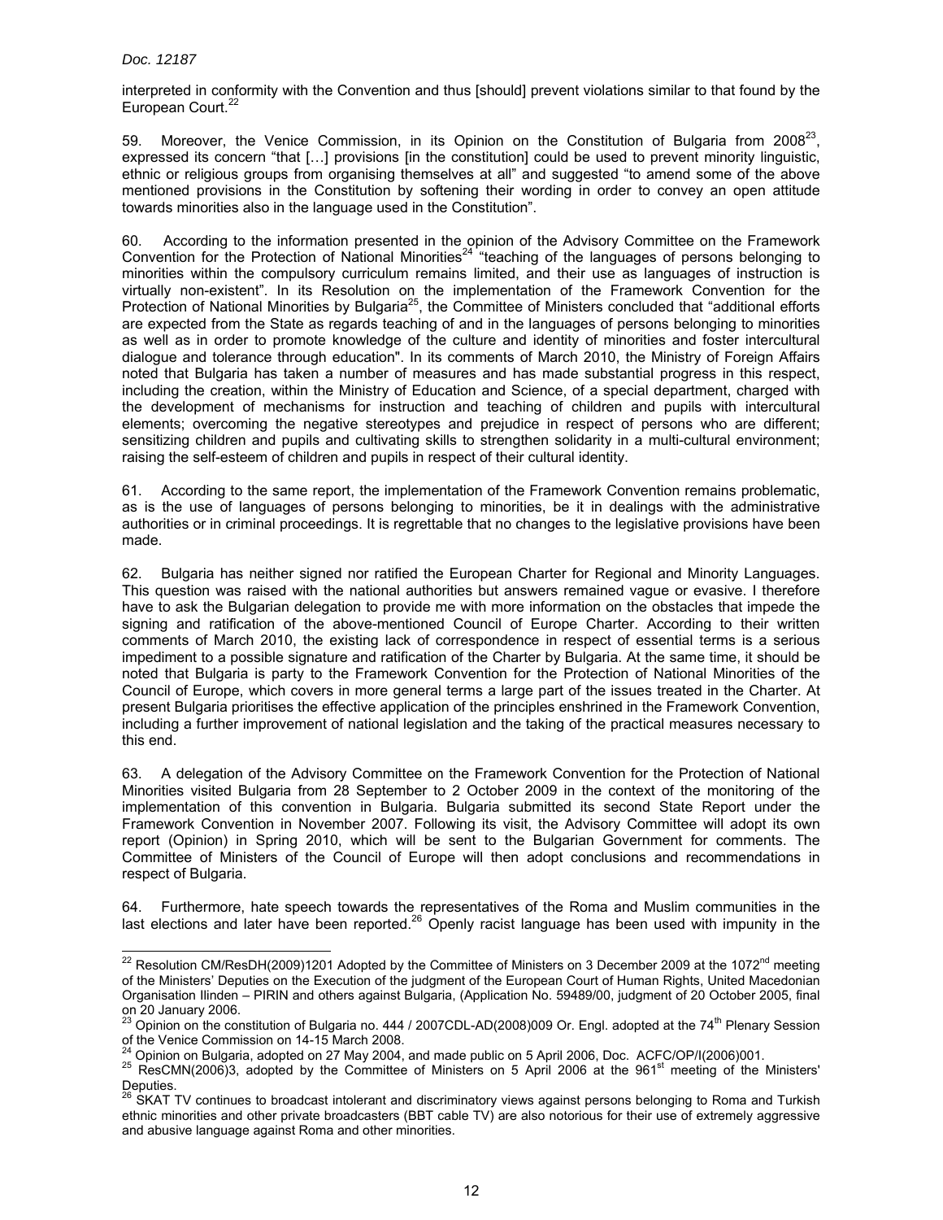interpreted in conformity with the Convention and thus [should] prevent violations similar to that found by the European Court.[22]

59. Moreover, the Venice Commission, in its Opinion on the Constitution of Bulgaria from 2008[23], expressed its concern "that […] provisions [in the constitution] could be used to prevent minority linguistic, ethnic or religious groups from organising themselves at all" and suggested "to amend some of the above mentioned provisions in the Constitution by softening their wording in order to convey an open attitude towards minorities also in the language used in the Constitution".

60. According to the information presented in the opinion of the Advisory Committee on the Framework Convention for the Protection of National Minorities[24] "teaching of the languages of persons belonging to minorities within the compulsory curriculum remains limited, and their use as languages of instruction is virtually non-existent". In its Resolution on the implementation of the Framework Convention for the Protection of National Minorities by Bulgaria[25], the Committee of Ministers concluded that "additional efforts are expected from the State as regards teaching of and in the languages of persons belonging to minorities as well as in order to promote knowledge of the culture and identity of minorities and foster intercultural dialogue and tolerance through education". In its comments of March 2010, the Ministry of Foreign Affairs noted that Bulgaria has taken a number of measures and has made substantial progress in this respect, including the creation, within the Ministry of Education and Science, of a special department, charged with the development of mechanisms for instruction and teaching of children and pupils with intercultural elements; overcoming the negative stereotypes and prejudice in respect of persons who are different; sensitizing children and pupils and cultivating skills to strengthen solidarity in a multi-cultural environment; raising the self-esteem of children and pupils in respect of their cultural identity.

61. According to the same report, the implementation of the Framework Convention remains problematic, as is the use of languages of persons belonging to minorities, be it in dealings with the administrative authorities or in criminal proceedings. It is regrettable that no changes to the legislative provisions have been made.

62. Bulgaria has neither signed nor ratified the European Charter for Regional and Minority Languages. This question was raised with the national authorities but answers remained vague or evasive. I therefore have to ask the Bulgarian delegation to provide me with more information on the obstacles that impede the signing and ratification of the above-mentioned Council of Europe Charter. According to their written comments of March 2010, the existing lack of correspondence in respect of essential terms is a serious impediment to a possible signature and ratification of the Charter by Bulgaria. At the same time, it should be noted that Bulgaria is party to the Framework Convention for the Protection of National Minorities of the Council of Europe, which covers in more general terms a large part of the issues treated in the Charter. At present Bulgaria prioritises the effective application of the principles enshrined in the Framework Convention, including a further improvement of national legislation and the taking of the practical measures necessary to this end.

63. A delegation of the Advisory Committee on the Framework Convention for the Protection of National Minorities visited Bulgaria from 28 September to 2 October 2009 in the context of the monitoring of the implementation of this convention in Bulgaria. Bulgaria submitted its second State Report under the Framework Convention in November 2007. Following its visit, the Advisory Committee will adopt its own report (Opinion) in Spring 2010, which will be sent to the Bulgarian Government for comments. The Committee of Ministers of the Council of Europe will then adopt conclusions and recommendations in respect of Bulgaria.

64. Furthermore, hate speech towards the representatives of the Roma and Muslim communities in the last elections and later have been reported.[26] Openly racist language has been used with impunity in the

---

[22] Resolution CM/ResDH(2009)1201 Adopted by the Committee of Ministers on 3 December 2009 at the 1072nd meeting of the Ministers' Deputies on the Execution of the judgment of the European Court of Human Rights, United Macedonian Organisation Ilinden – PIRIN and others against Bulgaria, (Application No. 59489/00, judgment of 20 October 2005, final on 20 January 2006.

[23] Opinion on the constitution of Bulgaria no. 444 / 2007CDL-AD(2008)009 Or. Engl. adopted at the 74th Plenary Session of the Venice Commission on 14-15 March 2008.

[24] Opinion on Bulgaria, adopted on 27 May 2004, and made public on 5 April 2006, Doc. ACFC/OP/I(2006)001.

[25] ResCMN(2006)3, adopted by the Committee of Ministers on 5 April 2006 at the 961st meeting of the Ministers' Deputies.

[26] SKAT TV continues to broadcast intolerant and discriminatory views against persons belonging to Roma and Turkish ethnic minorities and other private broadcasters (BBT cable TV) are also notorious for their use of extremely aggressive and abusive language against Roma and other minorities.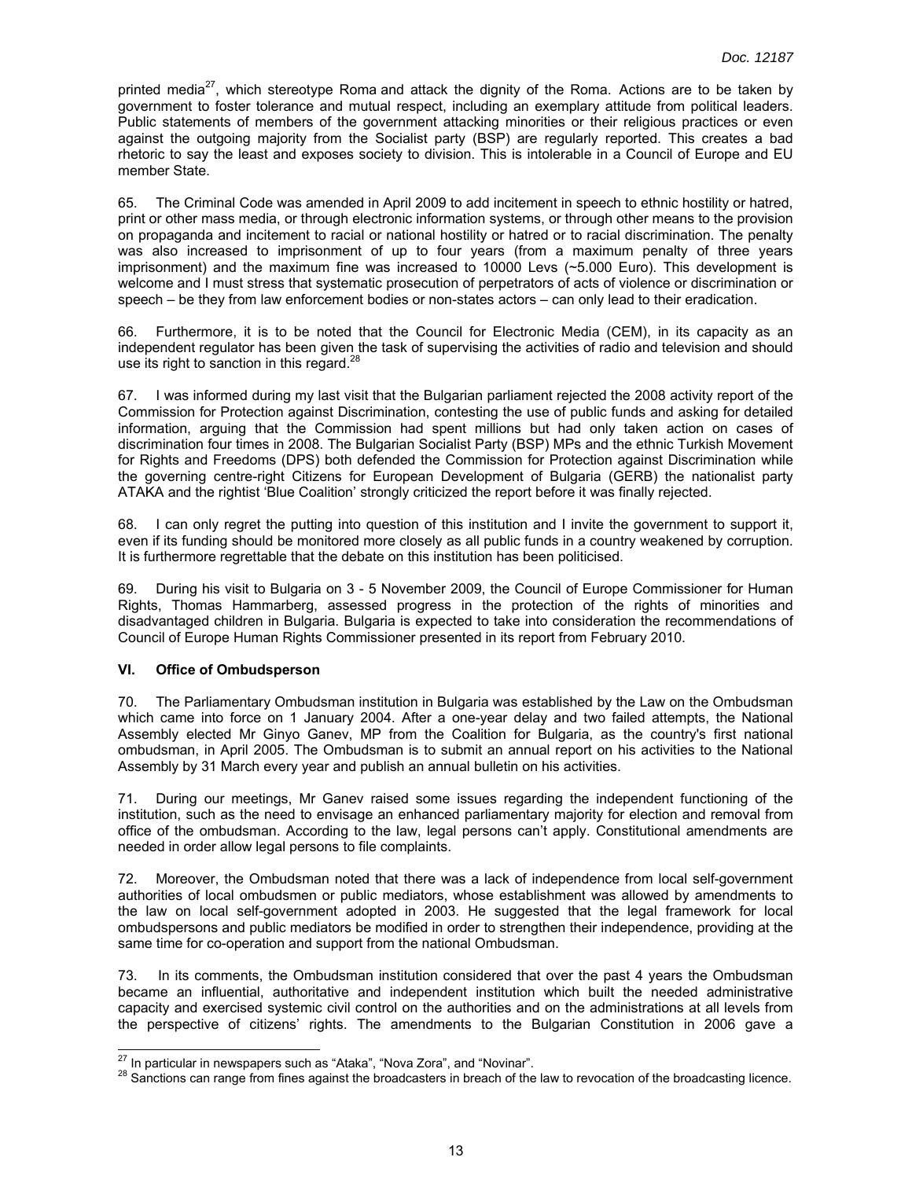printed media[27], which stereotype Roma and attack the dignity of the Roma. Actions are to be taken by government to foster tolerance and mutual respect, including an exemplary attitude from political leaders. Public statements of members of the government attacking minorities or their religious practices or even against the outgoing majority from the Socialist party (BSP) are regularly reported. This creates a bad rhetoric to say the least and exposes society to division. This is intolerable in a Council of Europe and EU member State.

65. The Criminal Code was amended in April 2009 to add incitement in speech to ethnic hostility or hatred, print or other mass media, or through electronic information systems, or through other means to the provision on propaganda and incitement to racial or national hostility or hatred or to racial discrimination. The penalty was also increased to imprisonment of up to four years (from a maximum penalty of three years imprisonment) and the maximum fine was increased to 10000 Levs (~5.000 Euro). This development is welcome and I must stress that systematic prosecution of perpetrators of acts of violence or discrimination or speech – be they from law enforcement bodies or non-states actors – can only lead to their eradication.

66. Furthermore, it is to be noted that the Council for Electronic Media (CEM), in its capacity as an independent regulator has been given the task of supervising the activities of radio and television and should use its right to sanction in this regard.[28]

67. I was informed during my last visit that the Bulgarian parliament rejected the 2008 activity report of the Commission for Protection against Discrimination, contesting the use of public funds and asking for detailed information, arguing that the Commission had spent millions but had only taken action on cases of discrimination four times in 2008. The Bulgarian Socialist Party (BSP) MPs and the ethnic Turkish Movement for Rights and Freedoms (DPS) both defended the Commission for Protection against Discrimination while the governing centre-right Citizens for European Development of Bulgaria (GERB) the nationalist party ATAKA and the rightist 'Blue Coalition' strongly criticized the report before it was finally rejected.

68. I can only regret the putting into question of this institution and I invite the government to support it, even if its funding should be monitored more closely as all public funds in a country weakened by corruption. It is furthermore regrettable that the debate on this institution has been politicised.

69. During his visit to Bulgaria on 3 - 5 November 2009, the Council of Europe Commissioner for Human Rights, Thomas Hammarberg, assessed progress in the protection of the rights of minorities and disadvantaged children in Bulgaria. Bulgaria is expected to take into consideration the recommendations of Council of Europe Human Rights Commissioner presented in its report from February 2010.

### VI. Office of Ombudsperson

70. The Parliamentary Ombudsman institution in Bulgaria was established by the Law on the Ombudsman which came into force on 1 January 2004. After a one-year delay and two failed attempts, the National Assembly elected Mr Ginyo Ganev, MP from the Coalition for Bulgaria, as the country's first national ombudsman, in April 2005. The Ombudsman is to submit an annual report on his activities to the National Assembly by 31 March every year and publish an annual bulletin on his activities.

71. During our meetings, Mr Ganev raised some issues regarding the independent functioning of the institution, such as the need to envisage an enhanced parliamentary majority for election and removal from office of the ombudsman. According to the law, legal persons can't apply. Constitutional amendments are needed in order allow legal persons to file complaints.

72. Moreover, the Ombudsman noted that there was a lack of independence from local self-government authorities of local ombudsmen or public mediators, whose establishment was allowed by amendments to the law on local self-government adopted in 2003. He suggested that the legal framework for local ombudspersons and public mediators be modified in order to strengthen their independence, providing at the same time for co-operation and support from the national Ombudsman.

73. In its comments, the Ombudsman institution considered that over the past 4 years the Ombudsman became an influential, authoritative and independent institution which built the needed administrative capacity and exercised systemic civil control on the authorities and on the administrations at all levels from the perspective of citizens' rights. The amendments to the Bulgarian Constitution in 2006 gave a

---

[27] In particular in newspapers such as "Ataka", "Nova Zora", and "Novinar".

[28] Sanctions can range from fines against the broadcasters in breach of the law to revocation of the broadcasting licence.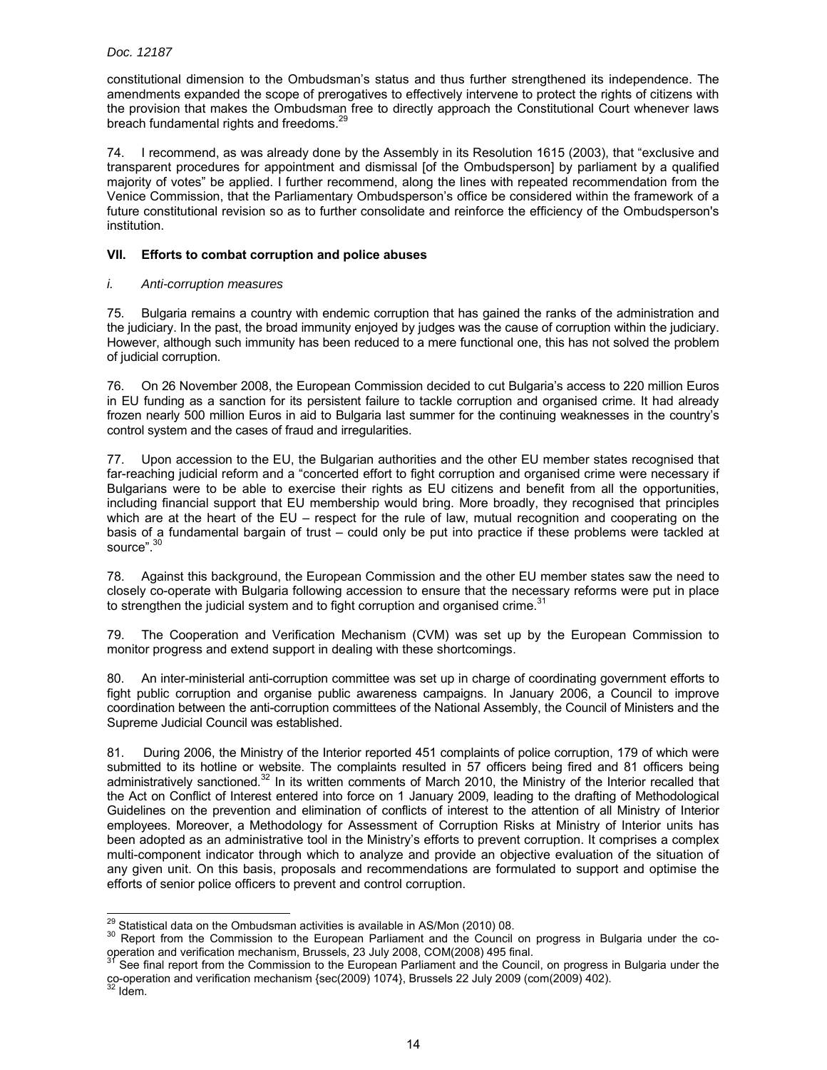constitutional dimension to the Ombudsman's status and thus further strengthened its independence. The amendments expanded the scope of prerogatives to effectively intervene to protect the rights of citizens with the provision that makes the Ombudsman free to directly approach the Constitutional Court whenever laws breach fundamental rights and freedoms.[29]

74. I recommend, as was already done by the Assembly in its Resolution 1615 (2003), that "exclusive and transparent procedures for appointment and dismissal [of the Ombudsperson] by parliament by a qualified majority of votes" be applied. I further recommend, along the lines with repeated recommendation from the Venice Commission, that the Parliamentary Ombudsperson's office be considered within the framework of a future constitutional revision so as to further consolidate and reinforce the efficiency of the Ombudsperson's institution.

### VII. Efforts to combat corruption and police abuses

#### *i. Anti-corruption measures*

75. Bulgaria remains a country with endemic corruption that has gained the ranks of the administration and the judiciary. In the past, the broad immunity enjoyed by judges was the cause of corruption within the judiciary. However, although such immunity has been reduced to a mere functional one, this has not solved the problem of judicial corruption.

76. On 26 November 2008, the European Commission decided to cut Bulgaria's access to 220 million Euros in EU funding as a sanction for its persistent failure to tackle corruption and organised crime. It had already frozen nearly 500 million Euros in aid to Bulgaria last summer for the continuing weaknesses in the country's control system and the cases of fraud and irregularities.

77. Upon accession to the EU, the Bulgarian authorities and the other EU member states recognised that far-reaching judicial reform and a "concerted effort to fight corruption and organised crime were necessary if Bulgarians were to be able to exercise their rights as EU citizens and benefit from all the opportunities, including financial support that EU membership would bring. More broadly, they recognised that principles which are at the heart of the EU – respect for the rule of law, mutual recognition and cooperating on the basis of a fundamental bargain of trust – could only be put into practice if these problems were tackled at source".[30]

78. Against this background, the European Commission and the other EU member states saw the need to closely co-operate with Bulgaria following accession to ensure that the necessary reforms were put in place to strengthen the judicial system and to fight corruption and organised crime.[31]

79. The Cooperation and Verification Mechanism (CVM) was set up by the European Commission to monitor progress and extend support in dealing with these shortcomings.

80. An inter-ministerial anti-corruption committee was set up in charge of coordinating government efforts to fight public corruption and organise public awareness campaigns. In January 2006, a Council to improve coordination between the anti-corruption committees of the National Assembly, the Council of Ministers and the Supreme Judicial Council was established.

81. During 2006, the Ministry of the Interior reported 451 complaints of police corruption, 179 of which were submitted to its hotline or website. The complaints resulted in 57 officers being fired and 81 officers being administratively sanctioned.[32] In its written comments of March 2010, the Ministry of the Interior recalled that the Act on Conflict of Interest entered into force on 1 January 2009, leading to the drafting of Methodological Guidelines on the prevention and elimination of conflicts of interest to the attention of all Ministry of Interior employees. Moreover, a Methodology for Assessment of Corruption Risks at Ministry of Interior units has been adopted as an administrative tool in the Ministry's efforts to prevent corruption. It comprises a complex multi-component indicator through which to analyze and provide an objective evaluation of the situation of any given unit. On this basis, proposals and recommendations are formulated to support and optimise the efforts of senior police officers to prevent and control corruption.

---

[29] Statistical data on the Ombudsman activities is available in AS/Mon (2010) 08.

[30] Report from the Commission to the European Parliament and the Council on progress in Bulgaria under the co-operation and verification mechanism, Brussels, 23 July 2008, COM(2008) 495 final.

[31] See final report from the Commission to the European Parliament and the Council, on progress in Bulgaria under the co-operation and verification mechanism {sec(2009) 1074}, Brussels 22 July 2009 (com(2009) 402).

[32] Idem.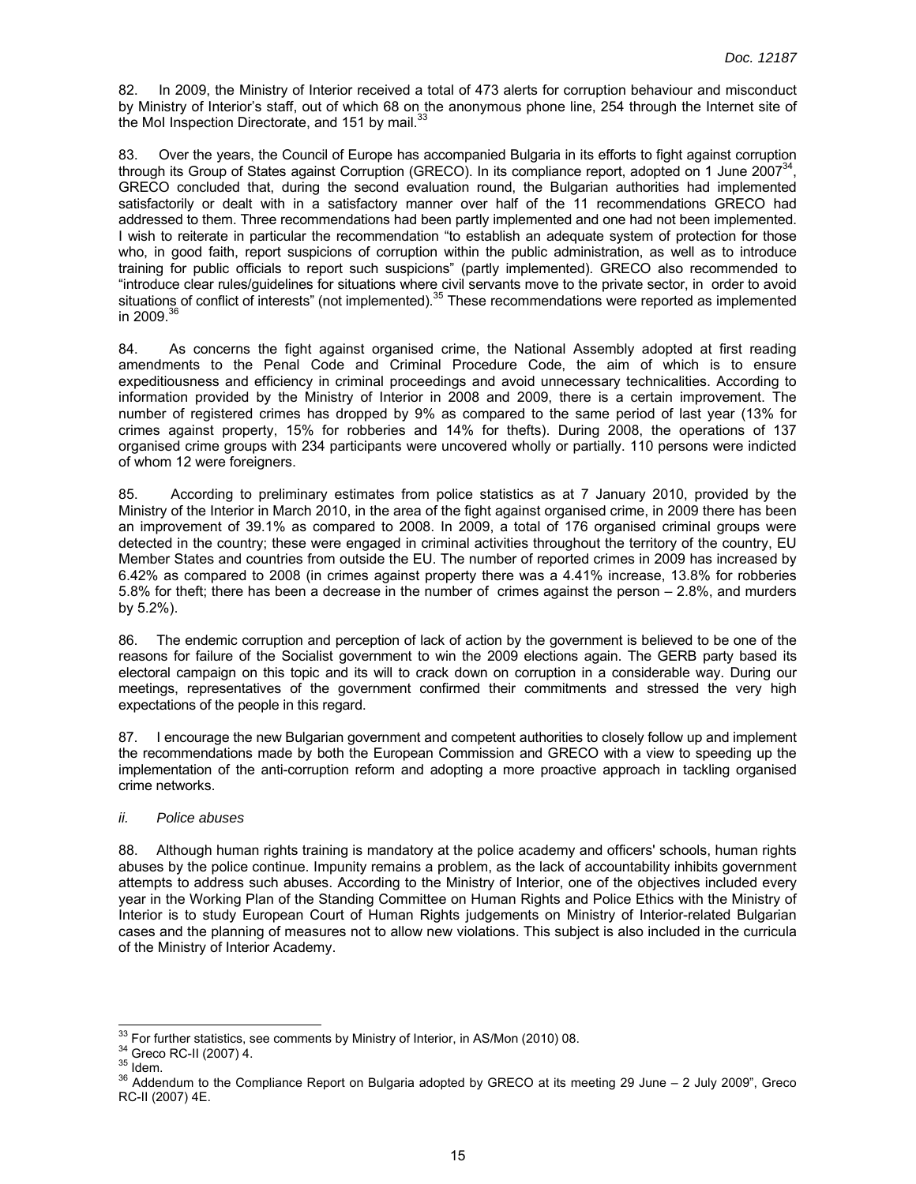82. In 2009, the Ministry of Interior received a total of 473 alerts for corruption behaviour and misconduct by Ministry of Interior's staff, out of which 68 on the anonymous phone line, 254 through the Internet site of the MoI Inspection Directorate, and 151 by mail.[33]

83. Over the years, the Council of Europe has accompanied Bulgaria in its efforts to fight against corruption through its Group of States against Corruption (GRECO). In its compliance report, adopted on 1 June 2007[34], GRECO concluded that, during the second evaluation round, the Bulgarian authorities had implemented satisfactorily or dealt with in a satisfactory manner over half of the 11 recommendations GRECO had addressed to them. Three recommendations had been partly implemented and one had not been implemented. I wish to reiterate in particular the recommendation "to establish an adequate system of protection for those who, in good faith, report suspicions of corruption within the public administration, as well as to introduce training for public officials to report such suspicions" (partly implemented). GRECO also recommended to "introduce clear rules/guidelines for situations where civil servants move to the private sector, in order to avoid situations of conflict of interests" (not implemented).[35] These recommendations were reported as implemented in 2009.[36]

84. As concerns the fight against organised crime, the National Assembly adopted at first reading amendments to the Penal Code and Criminal Procedure Code, the aim of which is to ensure expeditiousness and efficiency in criminal proceedings and avoid unnecessary technicalities. According to information provided by the Ministry of Interior in 2008 and 2009, there is a certain improvement. The number of registered crimes has dropped by 9% as compared to the same period of last year (13% for crimes against property, 15% for robberies and 14% for thefts). During 2008, the operations of 137 organised crime groups with 234 participants were uncovered wholly or partially. 110 persons were indicted of whom 12 were foreigners.

85. According to preliminary estimates from police statistics as at 7 January 2010, provided by the Ministry of the Interior in March 2010, in the area of the fight against organised crime, in 2009 there has been an improvement of 39.1% as compared to 2008. In 2009, a total of 176 organised criminal groups were detected in the country; these were engaged in criminal activities throughout the territory of the country, EU Member States and countries from outside the EU. The number of reported crimes in 2009 has increased by 6.42% as compared to 2008 (in crimes against property there was a 4.41% increase, 13.8% for robberies 5.8% for theft; there has been a decrease in the number of crimes against the person – 2.8%, and murders by 5.2%).

86. The endemic corruption and perception of lack of action by the government is believed to be one of the reasons for failure of the Socialist government to win the 2009 elections again. The GERB party based its electoral campaign on this topic and its will to crack down on corruption in a considerable way. During our meetings, representatives of the government confirmed their commitments and stressed the very high expectations of the people in this regard.

87. I encourage the new Bulgarian government and competent authorities to closely follow up and implement the recommendations made by both the European Commission and GRECO with a view to speeding up the implementation of the anti-corruption reform and adopting a more proactive approach in tackling organised crime networks.

*ii. Police abuses*

88. Although human rights training is mandatory at the police academy and officers' schools, human rights abuses by the police continue. Impunity remains a problem, as the lack of accountability inhibits government attempts to address such abuses. According to the Ministry of Interior, one of the objectives included every year in the Working Plan of the Standing Committee on Human Rights and Police Ethics with the Ministry of Interior is to study European Court of Human Rights judgements on Ministry of Interior-related Bulgarian cases and the planning of measures not to allow new violations. This subject is also included in the curricula of the Ministry of Interior Academy.

---

[33] For further statistics, see comments by Ministry of Interior, in AS/Mon (2010) 08.

[34] Greco RC-II (2007) 4.

[35] Idem.

[36] Addendum to the Compliance Report on Bulgaria adopted by GRECO at its meeting 29 June – 2 July 2009", Greco RC-II (2007) 4E.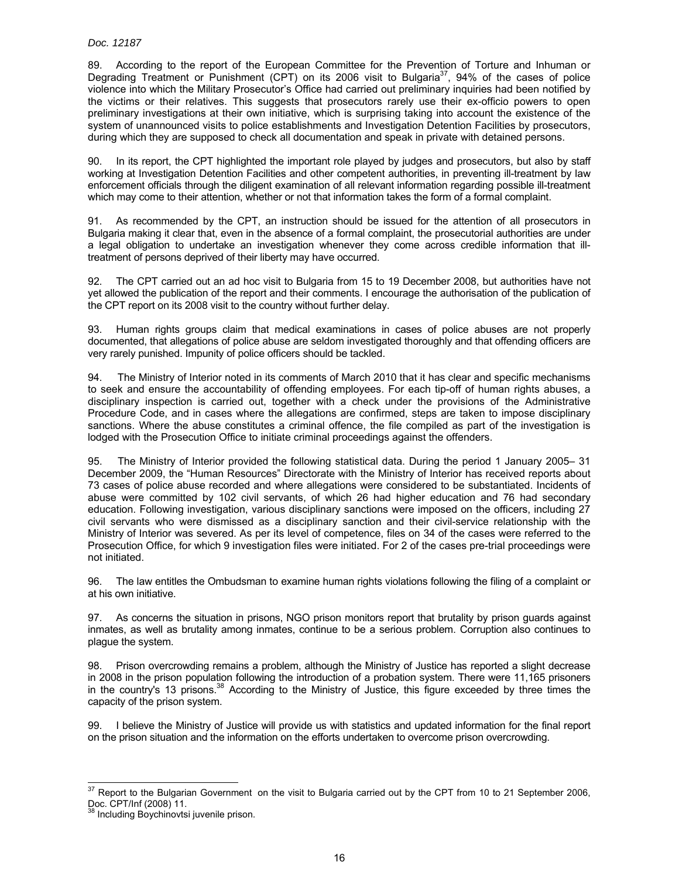89. According to the report of the European Committee for the Prevention of Torture and Inhuman or Degrading Treatment or Punishment (CPT) on its 2006 visit to Bulgaria[37], 94% of the cases of police violence into which the Military Prosecutor's Office had carried out preliminary inquiries had been notified by the victims or their relatives. This suggests that prosecutors rarely use their ex-officio powers to open preliminary investigations at their own initiative, which is surprising taking into account the existence of the system of unannounced visits to police establishments and Investigation Detention Facilities by prosecutors, during which they are supposed to check all documentation and speak in private with detained persons.

90. In its report, the CPT highlighted the important role played by judges and prosecutors, but also by staff working at Investigation Detention Facilities and other competent authorities, in preventing ill-treatment by law enforcement officials through the diligent examination of all relevant information regarding possible ill-treatment which may come to their attention, whether or not that information takes the form of a formal complaint.

91. As recommended by the CPT, an instruction should be issued for the attention of all prosecutors in Bulgaria making it clear that, even in the absence of a formal complaint, the prosecutorial authorities are under a legal obligation to undertake an investigation whenever they come across credible information that ill-treatment of persons deprived of their liberty may have occurred.

92. The CPT carried out an ad hoc visit to Bulgaria from 15 to 19 December 2008, but authorities have not yet allowed the publication of the report and their comments. I encourage the authorisation of the publication of the CPT report on its 2008 visit to the country without further delay.

93. Human rights groups claim that medical examinations in cases of police abuses are not properly documented, that allegations of police abuse are seldom investigated thoroughly and that offending officers are very rarely punished. Impunity of police officers should be tackled.

94. The Ministry of Interior noted in its comments of March 2010 that it has clear and specific mechanisms to seek and ensure the accountability of offending employees. For each tip-off of human rights abuses, a disciplinary inspection is carried out, together with a check under the provisions of the Administrative Procedure Code, and in cases where the allegations are confirmed, steps are taken to impose disciplinary sanctions. Where the abuse constitutes a criminal offence, the file compiled as part of the investigation is lodged with the Prosecution Office to initiate criminal proceedings against the offenders.

95. The Ministry of Interior provided the following statistical data. During the period 1 January 2005– 31 December 2009, the "Human Resources" Directorate with the Ministry of Interior has received reports about 73 cases of police abuse recorded and where allegations were considered to be substantiated. Incidents of abuse were committed by 102 civil servants, of which 26 had higher education and 76 had secondary education. Following investigation, various disciplinary sanctions were imposed on the officers, including 27 civil servants who were dismissed as a disciplinary sanction and their civil-service relationship with the Ministry of Interior was severed. As per its level of competence, files on 34 of the cases were referred to the Prosecution Office, for which 9 investigation files were initiated. For 2 of the cases pre-trial proceedings were not initiated.

96. The law entitles the Ombudsman to examine human rights violations following the filing of a complaint or at his own initiative.

97. As concerns the situation in prisons, NGO prison monitors report that brutality by prison guards against inmates, as well as brutality among inmates, continue to be a serious problem. Corruption also continues to plague the system.

98. Prison overcrowding remains a problem, although the Ministry of Justice has reported a slight decrease in 2008 in the prison population following the introduction of a probation system. There were 11,165 prisoners in the country's 13 prisons.[38] According to the Ministry of Justice, this figure exceeded by three times the capacity of the prison system.

99. I believe the Ministry of Justice will provide us with statistics and updated information for the final report on the prison situation and the information on the efforts undertaken to overcome prison overcrowding.

---

[37] Report to the Bulgarian Government on the visit to Bulgaria carried out by the CPT from 10 to 21 September 2006, Doc. CPT/Inf (2008) 11.

[38] Including Boychinovtsi juvenile prison.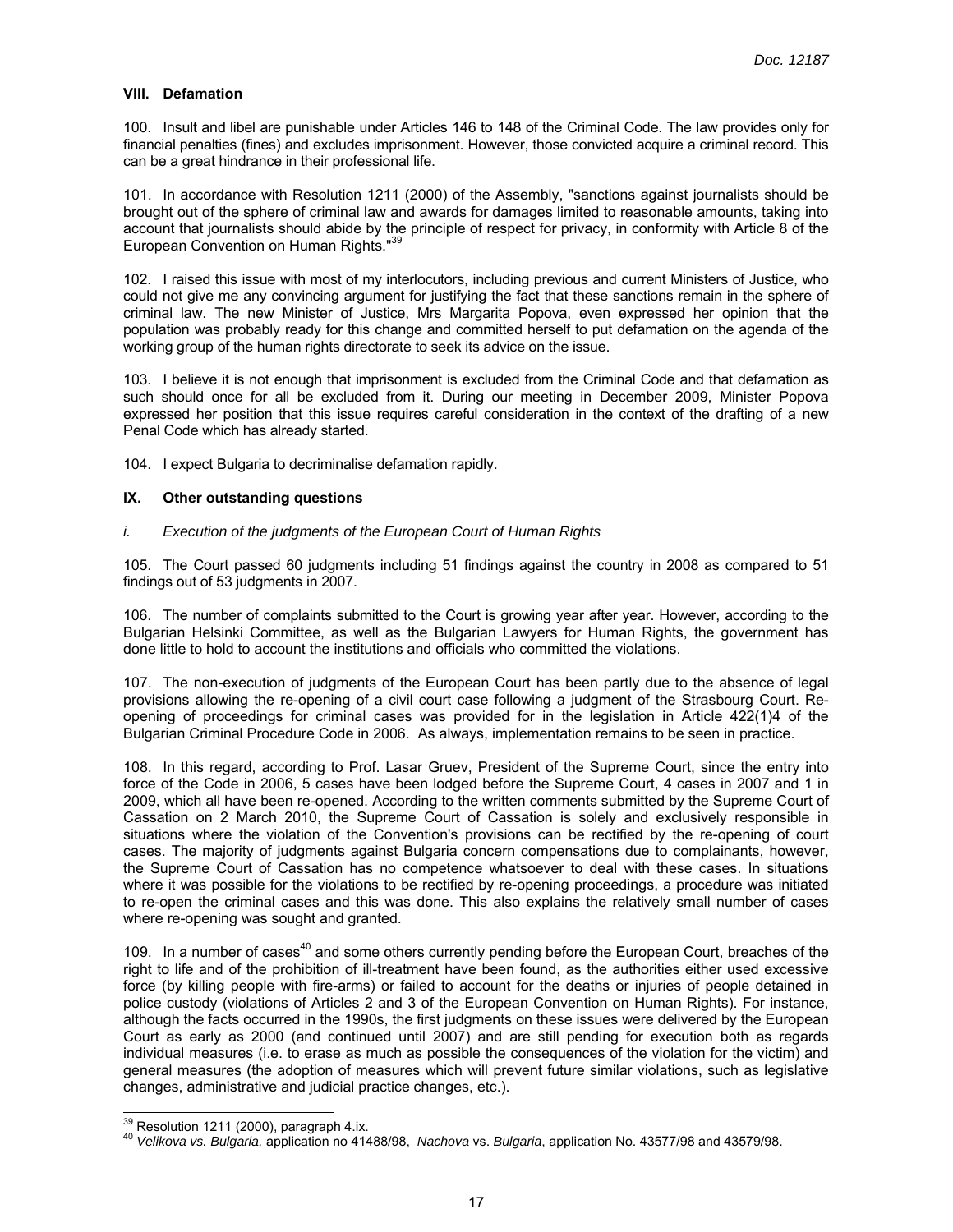## VIII. Defamation

100. Insult and libel are punishable under Articles 146 to 148 of the Criminal Code. The law provides only for financial penalties (fines) and excludes imprisonment. However, those convicted acquire a criminal record. This can be a great hindrance in their professional life.

101. In accordance with Resolution 1211 (2000) of the Assembly, "sanctions against journalists should be brought out of the sphere of criminal law and awards for damages limited to reasonable amounts, taking into account that journalists should abide by the principle of respect for privacy, in conformity with Article 8 of the European Convention on Human Rights."[39]

102. I raised this issue with most of my interlocutors, including previous and current Ministers of Justice, who could not give me any convincing argument for justifying the fact that these sanctions remain in the sphere of criminal law. The new Minister of Justice, Mrs Margarita Popova, even expressed her opinion that the population was probably ready for this change and committed herself to put defamation on the agenda of the working group of the human rights directorate to seek its advice on the issue.

103. I believe it is not enough that imprisonment is excluded from the Criminal Code and that defamation as such should once for all be excluded from it. During our meeting in December 2009, Minister Popova expressed her position that this issue requires careful consideration in the context of the drafting of a new Penal Code which has already started.

104. I expect Bulgaria to decriminalise defamation rapidly.

## IX. Other outstanding questions

### *i. Execution of the judgments of the European Court of Human Rights*

105. The Court passed 60 judgments including 51 findings against the country in 2008 as compared to 51 findings out of 53 judgments in 2007.

106. The number of complaints submitted to the Court is growing year after year. However, according to the Bulgarian Helsinki Committee, as well as the Bulgarian Lawyers for Human Rights, the government has done little to hold to account the institutions and officials who committed the violations.

107. The non-execution of judgments of the European Court has been partly due to the absence of legal provisions allowing the re-opening of a civil court case following a judgment of the Strasbourg Court. Re-opening of proceedings for criminal cases was provided for in the legislation in Article 422(1)4 of the Bulgarian Criminal Procedure Code in 2006. As always, implementation remains to be seen in practice.

108. In this regard, according to Prof. Lasar Gruev, President of the Supreme Court, since the entry into force of the Code in 2006, 5 cases have been lodged before the Supreme Court, 4 cases in 2007 and 1 in 2009, which all have been re-opened. According to the written comments submitted by the Supreme Court of Cassation on 2 March 2010, the Supreme Court of Cassation is solely and exclusively responsible in situations where the violation of the Convention's provisions can be rectified by the re-opening of court cases. The majority of judgments against Bulgaria concern compensations due to complainants, however, the Supreme Court of Cassation has no competence whatsoever to deal with these cases. In situations where it was possible for the violations to be rectified by re-opening proceedings, a procedure was initiated to re-open the criminal cases and this was done. This also explains the relatively small number of cases where re-opening was sought and granted.

109. In a number of cases[40] and some others currently pending before the European Court, breaches of the right to life and of the prohibition of ill-treatment have been found, as the authorities either used excessive force (by killing people with fire-arms) or failed to account for the deaths or injuries of people detained in police custody (violations of Articles 2 and 3 of the European Convention on Human Rights). For instance, although the facts occurred in the 1990s, the first judgments on these issues were delivered by the European Court as early as 2000 (and continued until 2007) and are still pending for execution both as regards individual measures (i.e. to erase as much as possible the consequences of the violation for the victim) and general measures (the adoption of measures which will prevent future similar violations, such as legislative changes, administrative and judicial practice changes, etc.).

---

[39] Resolution 1211 (2000), paragraph 4.ix.

[40] *Velikova vs. Bulgaria,* application no 41488/98, *Nachova* vs. *Bulgaria*, application No. 43577/98 and 43579/98.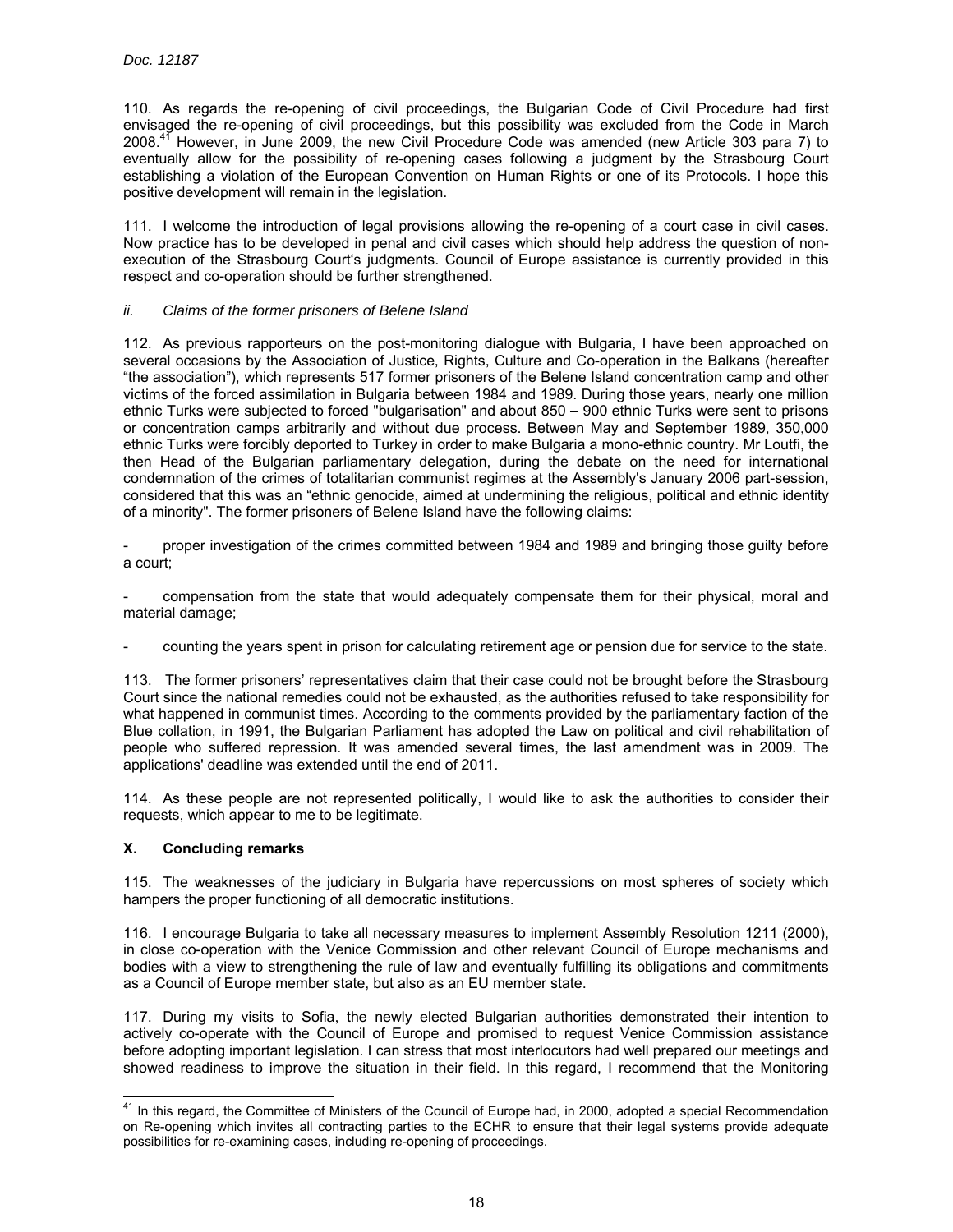110. As regards the re-opening of civil proceedings, the Bulgarian Code of Civil Procedure had first envisaged the re-opening of civil proceedings, but this possibility was excluded from the Code in March 2008.[41] However, in June 2009, the new Civil Procedure Code was amended (new Article 303 para 7) to eventually allow for the possibility of re-opening cases following a judgment by the Strasbourg Court establishing a violation of the European Convention on Human Rights or one of its Protocols. I hope this positive development will remain in the legislation.

111. I welcome the introduction of legal provisions allowing the re-opening of a court case in civil cases. Now practice has to be developed in penal and civil cases which should help address the question of non-execution of the Strasbourg Court's judgments. Council of Europe assistance is currently provided in this respect and co-operation should be further strengthened.

#### *ii. Claims of the former prisoners of Belene Island*

112. As previous rapporteurs on the post-monitoring dialogue with Bulgaria, I have been approached on several occasions by the Association of Justice, Rights, Culture and Co-operation in the Balkans (hereafter "the association"), which represents 517 former prisoners of the Belene Island concentration camp and other victims of the forced assimilation in Bulgaria between 1984 and 1989. During those years, nearly one million ethnic Turks were subjected to forced "bulgarisation" and about 850 – 900 ethnic Turks were sent to prisons or concentration camps arbitrarily and without due process. Between May and September 1989, 350,000 ethnic Turks were forcibly deported to Turkey in order to make Bulgaria a mono-ethnic country. Mr Loutfi, the then Head of the Bulgarian parliamentary delegation, during the debate on the need for international condemnation of the crimes of totalitarian communist regimes at the Assembly's January 2006 part-session, considered that this was an "ethnic genocide, aimed at undermining the religious, political and ethnic identity of a minority". The former prisoners of Belene Island have the following claims:

- proper investigation of the crimes committed between 1984 and 1989 and bringing those guilty before a court;

- compensation from the state that would adequately compensate them for their physical, moral and material damage;

- counting the years spent in prison for calculating retirement age or pension due for service to the state.

113. The former prisoners' representatives claim that their case could not be brought before the Strasbourg Court since the national remedies could not be exhausted, as the authorities refused to take responsibility for what happened in communist times. According to the comments provided by the parliamentary faction of the Blue collation, in 1991, the Bulgarian Parliament has adopted the Law on political and civil rehabilitation of people who suffered repression. It was amended several times, the last amendment was in 2009. The applications' deadline was extended until the end of 2011.

114. As these people are not represented politically, I would like to ask the authorities to consider their requests, which appear to me to be legitimate.

### X. Concluding remarks

115. The weaknesses of the judiciary in Bulgaria have repercussions on most spheres of society which hampers the proper functioning of all democratic institutions.

116. I encourage Bulgaria to take all necessary measures to implement Assembly Resolution 1211 (2000), in close co-operation with the Venice Commission and other relevant Council of Europe mechanisms and bodies with a view to strengthening the rule of law and eventually fulfilling its obligations and commitments as a Council of Europe member state, but also as an EU member state.

117. During my visits to Sofia, the newly elected Bulgarian authorities demonstrated their intention to actively co-operate with the Council of Europe and promised to request Venice Commission assistance before adopting important legislation. I can stress that most interlocutors had well prepared our meetings and showed readiness to improve the situation in their field. In this regard, I recommend that the Monitoring

---

[41] In this regard, the Committee of Ministers of the Council of Europe had, in 2000, adopted a special Recommendation on Re-opening which invites all contracting parties to the ECHR to ensure that their legal systems provide adequate possibilities for re-examining cases, including re-opening of proceedings.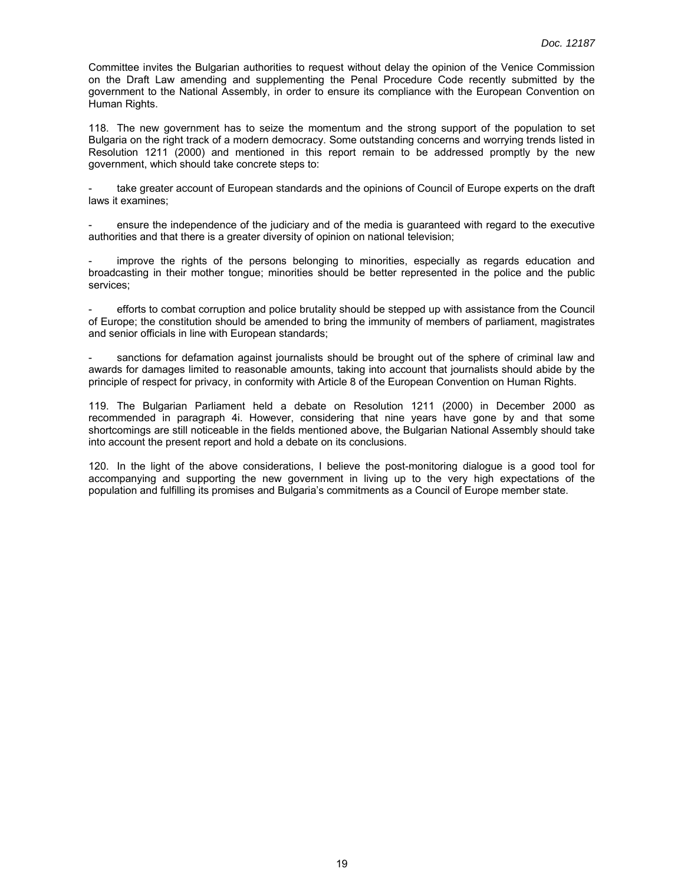Committee invites the Bulgarian authorities to request without delay the opinion of the Venice Commission on the Draft Law amending and supplementing the Penal Procedure Code recently submitted by the government to the National Assembly, in order to ensure its compliance with the European Convention on Human Rights.

118. The new government has to seize the momentum and the strong support of the population to set Bulgaria on the right track of a modern democracy. Some outstanding concerns and worrying trends listed in Resolution 1211 (2000) and mentioned in this report remain to be addressed promptly by the new government, which should take concrete steps to:

- take greater account of European standards and the opinions of Council of Europe experts on the draft laws it examines;

- ensure the independence of the judiciary and of the media is guaranteed with regard to the executive authorities and that there is a greater diversity of opinion on national television;

- improve the rights of the persons belonging to minorities, especially as regards education and broadcasting in their mother tongue; minorities should be better represented in the police and the public services;

- efforts to combat corruption and police brutality should be stepped up with assistance from the Council of Europe; the constitution should be amended to bring the immunity of members of parliament, magistrates and senior officials in line with European standards;

- sanctions for defamation against journalists should be brought out of the sphere of criminal law and awards for damages limited to reasonable amounts, taking into account that journalists should abide by the principle of respect for privacy, in conformity with Article 8 of the European Convention on Human Rights.

119. The Bulgarian Parliament held a debate on Resolution 1211 (2000) in December 2000 as recommended in paragraph 4i. However, considering that nine years have gone by and that some shortcomings are still noticeable in the fields mentioned above, the Bulgarian National Assembly should take into account the present report and hold a debate on its conclusions.

120. In the light of the above considerations, I believe the post-monitoring dialogue is a good tool for accompanying and supporting the new government in living up to the very high expectations of the population and fulfilling its promises and Bulgaria's commitments as a Council of Europe member state.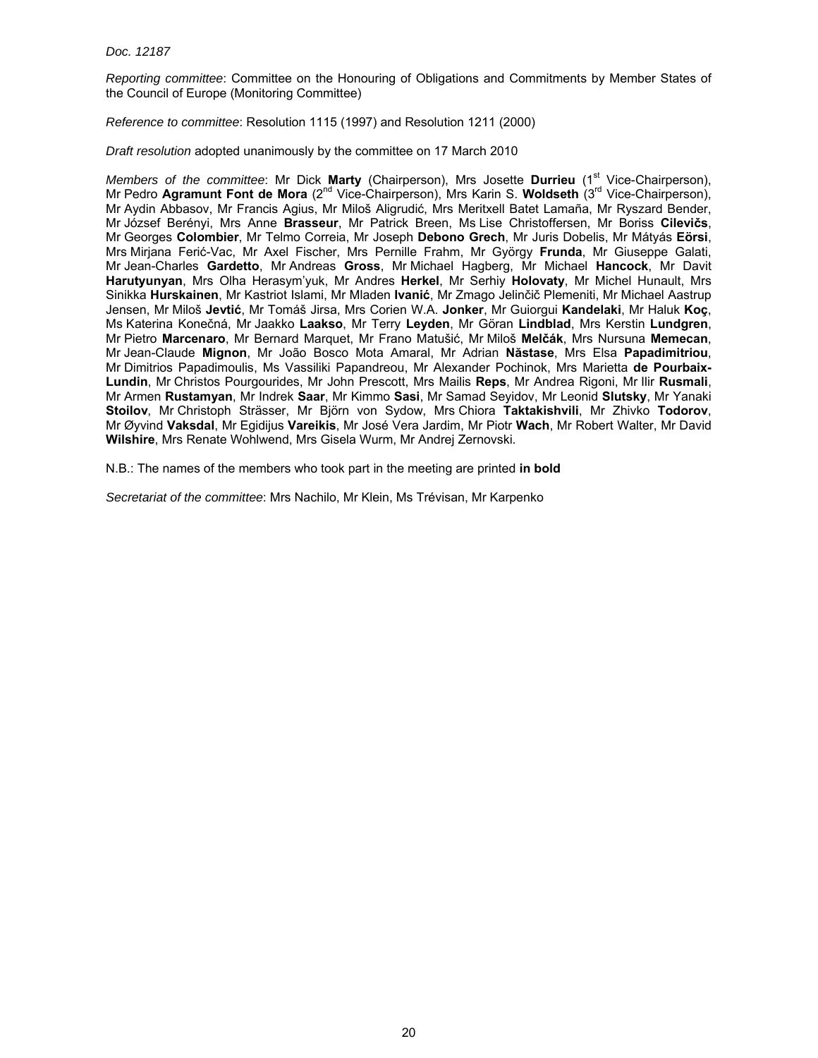*Doc. 12187*

*Reporting committee*: Committee on the Honouring of Obligations and Commitments by Member States of the Council of Europe (Monitoring Committee)

*Reference to committee*: Resolution 1115 (1997) and Resolution 1211 (2000)

*Draft resolution* adopted unanimously by the committee on 17 March 2010

*Members of the committee*: Mr Dick **Marty** (Chairperson), Mrs Josette **Durrieu** (1st Vice-Chairperson), Mr Pedro **Agramunt Font de Mora** (2nd Vice-Chairperson), Mrs Karin S. **Woldseth** (3rd Vice-Chairperson), Mr Aydin Abbasov, Mr Francis Agius, Mr Miloš Aligrudić, Mrs Meritxell Batet Lamaña, Mr Ryszard Bender, Mr József Berényi, Mrs Anne **Brasseur**, Mr Patrick Breen, Ms Lise Christoffersen, Mr Boriss **Cilevičs**, Mr Georges **Colombier**, Mr Telmo Correia, Mr Joseph **Debono Grech**, Mr Juris Dobelis, Mr Mátyás **Eörsi**, Mrs Mirjana Ferić-Vac, Mr Axel Fischer, Mrs Pernille Frahm, Mr György **Frunda**, Mr Giuseppe Galati, Mr Jean-Charles **Gardetto**, Mr Andreas **Gross**, Mr Michael Hagberg, Mr Michael **Hancock**, Mr Davit **Harutyunyan**, Mrs Olha Herasym'yuk, Mr Andres **Herkel**, Mr Serhiy **Holovaty**, Mr Michel Hunault, Mrs Sinikka **Hurskainen**, Mr Kastriot Islami, Mr Mladen **Ivanić**, Mr Zmago Jelinčič Plemeniti, Mr Michael Aastrup Jensen, Mr Miloš **Jevtić**, Mr Tomáš Jirsa, Mrs Corien W.A. **Jonker**, Mr Guiorgui **Kandelaki**, Mr Haluk **Koç**, Ms Katerina Konečná, Mr Jaakko **Laakso**, Mr Terry **Leyden**, Mr Göran **Lindblad**, Mrs Kerstin **Lundgren**, Mr Pietro **Marcenaro**, Mr Bernard Marquet, Mr Frano Matušić, Mr Miloš **Melčák**, Mrs Nursuna **Memecan**, Mr Jean-Claude **Mignon**, Mr João Bosco Mota Amaral, Mr Adrian **Năstase**, Mrs Elsa **Papadimitriou**, Mr Dimitrios Papadimoulis, Ms Vassiliki Papandreou, Mr Alexander Pochinok, Mrs Marietta **de Pourbaix-Lundin**, Mr Christos Pourgourides, Mr John Prescott, Mrs Mailis **Reps**, Mr Andrea Rigoni, Mr Ilir **Rusmali**, Mr Armen **Rustamyan**, Mr Indrek **Saar**, Mr Kimmo **Sasi**, Mr Samad Seyidov, Mr Leonid **Slutsky**, Mr Yanaki **Stoilov**, Mr Christoph Strässer, Mr Björn von Sydow, Mrs Chiora **Taktakishvili**, Mr Zhivko **Todorov**, Mr Øyvind **Vaksdal**, Mr Egidijus **Vareikis**, Mr José Vera Jardim, Mr Piotr **Wach**, Mr Robert Walter, Mr David **Wilshire**, Mrs Renate Wohlwend, Mrs Gisela Wurm, Mr Andrej Zernovski.

N.B.: The names of the members who took part in the meeting are printed **in bold**

*Secretariat of the committee*: Mrs Nachilo, Mr Klein, Ms Trévisan, Mr Karpenko